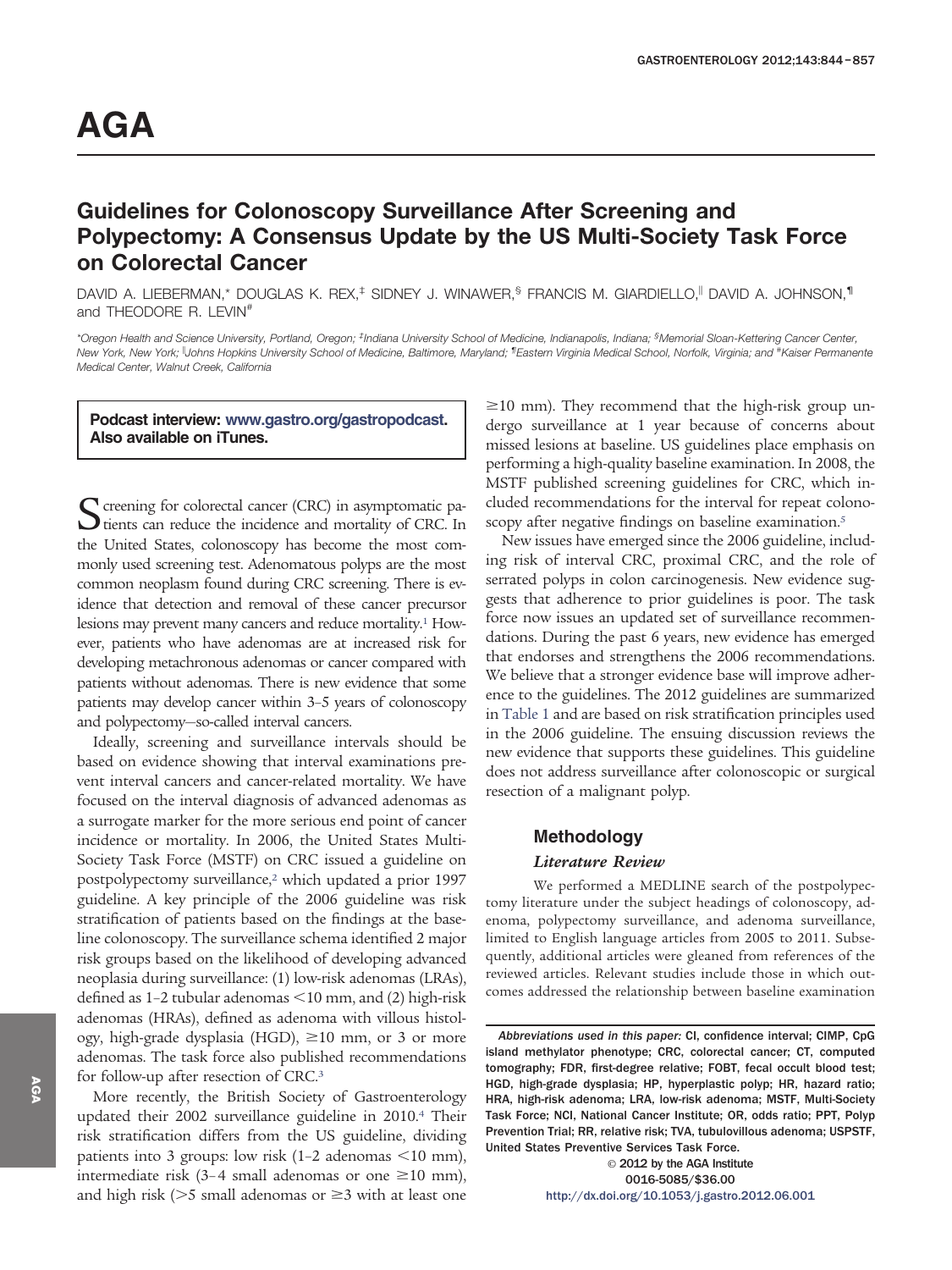# AGA

## Guidelines for Colonoscopy Surveillance After Screening and Polypectomy: A Consensus Update by the US Multi-Society Task Force on Colorectal Cancer

DAVID A. LIEBERMAN,* DOUGLAS K. REX,[‡] SIDNEY J. WINAWER,[§] FRANCIS M. GIARDIELLO,[‖] DAVID A. JOHNSON,[¶] and THEODORE R. LEVIN[#]

*Oregon Health and Science University, Portland, Oregon; [‡]Indiana University School of Medicine, Indianapolis, Indiana; [§]Memorial Sloan-Kettering Cancer Center, New York, New York; [‖]Johns Hopkins University School of Medicine, Baltimore, Maryland; [¶]Eastern Virginia Medical School, Norfolk, Virginia; and [#]Kaiser Permanente Medical Center, Walnut Creek, California*

**Podcast interview: www.gastro.org/gastropodcast. Also available on iTunes.**

Screening for colorectal cancer (CRC) in asymptomatic patients can reduce the incidence and mortality of CRC. In the United States, colonoscopy has become the most commonly used screening test. Adenomatous polyps are the most common neoplasm found during CRC screening. There is evidence that detection and removal of these cancer precursor lesions may prevent many cancers and reduce mortality.[1] However, patients who have adenomas are at increased risk for developing metachronous adenomas or cancer compared with patients without adenomas. There is new evidence that some patients may develop cancer within 3–5 years of colonoscopy and polypectomy—so-called interval cancers.

Ideally, screening and surveillance intervals should be based on evidence showing that interval examinations prevent interval cancers and cancer-related mortality. We have focused on the interval diagnosis of advanced adenomas as a surrogate marker for the more serious end point of cancer incidence or mortality. In 2006, the United States Multi-Society Task Force (MSTF) on CRC issued a guideline on postpolypectomy surveillance,[2] which updated a prior 1997 guideline. A key principle of the 2006 guideline was risk stratification of patients based on the findings at the baseline colonoscopy. The surveillance schema identified 2 major risk groups based on the likelihood of developing advanced neoplasia during surveillance: (1) low-risk adenomas (LRAs), defined as 1–2 tubular adenomas <10 mm, and (2) high-risk adenomas (HRAs), defined as adenoma with villous histology, high-grade dysplasia (HGD), ≥10 mm, or 3 or more adenomas. The task force also published recommendations for follow-up after resection of CRC.[3]

More recently, the British Society of Gastroenterology updated their 2002 surveillance guideline in 2010.[4] Their risk stratification differs from the US guideline, dividing patients into 3 groups: low risk (1–2 adenomas <10 mm), intermediate risk (3–4 small adenomas or one ≥10 mm), and high risk (>5 small adenomas or ≥3 with at least one ≥10 mm). They recommend that the high-risk group undergo surveillance at 1 year because of concerns about missed lesions at baseline. US guidelines place emphasis on performing a high-quality baseline examination. In 2008, the MSTF published screening guidelines for CRC, which included recommendations for the interval for repeat colonoscopy after negative findings on baseline examination.[5]

New issues have emerged since the 2006 guideline, including risk of interval CRC, proximal CRC, and the role of serrated polyps in colon carcinogenesis. New evidence suggests that adherence to prior guidelines is poor. The task force now issues an updated set of surveillance recommendations. During the past 6 years, new evidence has emerged that endorses and strengthens the 2006 recommendations. We believe that a stronger evidence base will improve adherence to the guidelines. The 2012 guidelines are summarized in Table 1 and are based on risk stratification principles used in the 2006 guideline. The ensuing discussion reviews the new evidence that supports these guidelines. This guideline does not address surveillance after colonoscopic or surgical resection of a malignant polyp.

### Methodology

#### *Literature Review*

We performed a MEDLINE search of the postpolypectomy literature under the subject headings of colonoscopy, adenoma, polypectomy surveillance, and adenoma surveillance, limited to English language articles from 2005 to 2011. Subsequently, additional articles were gleaned from references of the reviewed articles. Relevant studies include those in which outcomes addressed the relationship between baseline examination

*Abbreviations used in this paper:* CI, confidence interval; CIMP, CpG island methylator phenotype; CRC, colorectal cancer; CT, computed tomography; FDR, first-degree relative; FOBT, fecal occult blood test; HGD, high-grade dysplasia; HP, hyperplastic polyp; HR, hazard ratio; HRA, high-risk adenoma; LRA, low-risk adenoma; MSTF, Multi-Society Task Force; NCI, National Cancer Institute; OR, odds ratio; PPT, Polyp Prevention Trial; RR, relative risk; TVA, tubulovillous adenoma; USPSTF, United States Preventive Services Task Force.

© 2012 by the AGA Institute
0016-5085/$36.00
http://dx.doi.org/10.1053/j.gastro.2012.06.001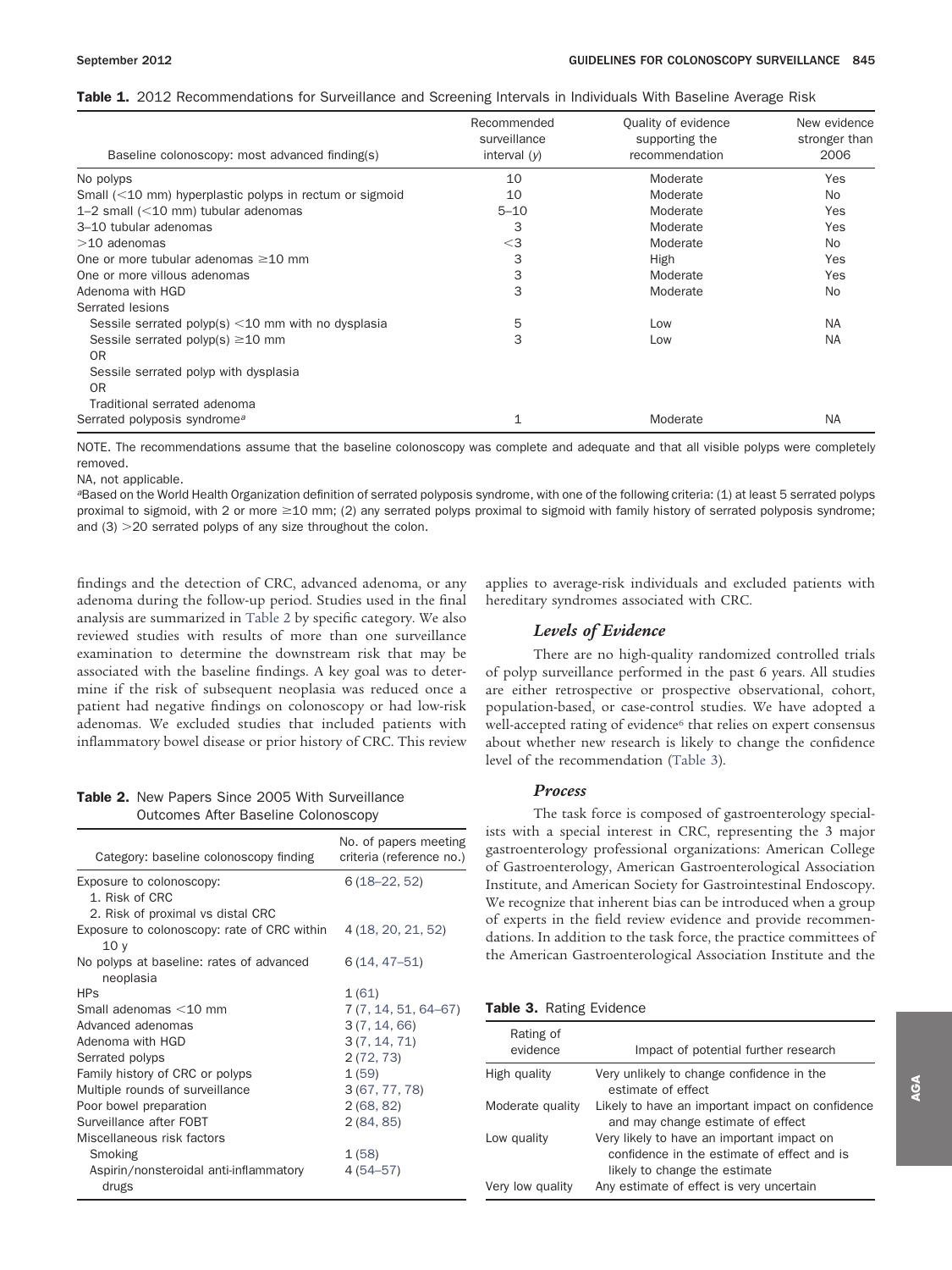**Table 1.** 2012 Recommendations for Surveillance and Screening Intervals in Individuals With Baseline Average Risk

| Baseline colonoscopy: most advanced finding(s) | Recommended surveillance interval (*y*) | Quality of evidence supporting the recommendation | New evidence stronger than 2006 |
|---|---|---|---|
| No polyps | 10 | Moderate | Yes |
| Small (<10 mm) hyperplastic polyps in rectum or sigmoid | 10 | Moderate | No |
| 1–2 small (<10 mm) tubular adenomas | 5–10 | Moderate | Yes |
| 3–10 tubular adenomas | 3 | Moderate | Yes |
| >10 adenomas | <3 | Moderate | No |
| One or more tubular adenomas ≥10 mm | 3 | High | Yes |
| One or more villous adenomas | 3 | Moderate | Yes |
| Adenoma with HGD | 3 | Moderate | No |
| Serrated lesions | | | |
| Sessile serrated polyp(s) <10 mm with no dysplasia | 5 | Low | NA |
| Sessile serrated polyp(s) ≥10 mm OR Sessile serrated polyp with dysplasia OR Traditional serrated adenoma | 3 | Low | NA |
| Serrated polyposis syndrome[a] | 1 | Moderate | NA |

NOTE. The recommendations assume that the baseline colonoscopy was complete and adequate and that all visible polyps were completely removed.

NA, not applicable.

[a]Based on the World Health Organization definition of serrated polyposis syndrome, with one of the following criteria: (1) at least 5 serrated polyps proximal to sigmoid, with 2 or more ≥10 mm; (2) any serrated polyps proximal to sigmoid with family history of serrated polyposis syndrome; and (3) >20 serrated polyps of any size throughout the colon.

findings and the detection of CRC, advanced adenoma, or any adenoma during the follow-up period. Studies used in the final analysis are summarized in Table 2 by specific category. We also reviewed studies with results of more than one surveillance examination to determine the downstream risk that may be associated with the baseline findings. A key goal was to determine if the risk of subsequent neoplasia was reduced once a patient had negative findings on colonoscopy or had low-risk adenomas. We excluded studies that included patients with inflammatory bowel disease or prior history of CRC. This review applies to average-risk individuals and excluded patients with hereditary syndromes associated with CRC.

**Table 2.** New Papers Since 2005 With Surveillance Outcomes After Baseline Colonoscopy

| Category: baseline colonoscopy finding | No. of papers meeting criteria (reference no.) |
|---|---|
| Exposure to colonoscopy: 1. Risk of CRC 2. Risk of proximal vs distal CRC | 6 (18–22, 52) |
| Exposure to colonoscopy: rate of CRC within 10 y | 4 (18, 20, 21, 52) |
| No polyps at baseline: rates of advanced neoplasia | 6 (14, 47–51) |
| HPs | 1 (61) |
| Small adenomas <10 mm | 7 (7, 14, 51, 64–67) |
| Advanced adenomas | 3 (7, 14, 66) |
| Adenoma with HGD | 3 (7, 14, 71) |
| Serrated polyps | 2 (72, 73) |
| Family history of CRC or polyps | 1 (59) |
| Multiple rounds of surveillance | 3 (67, 77, 78) |
| Poor bowel preparation | 2 (68, 82) |
| Surveillance after FOBT | 2 (84, 85) |
| Miscellaneous risk factors | |
| Smoking | 1 (58) |
| Aspirin/nonsteroidal anti-inflammatory drugs | 4 (54–57) |

### *Levels of Evidence*

There are no high-quality randomized controlled trials of polyp surveillance performed in the past 6 years. All studies are either retrospective or prospective observational, cohort, population-based, or case-control studies. We have adopted a well-accepted rating of evidence[6] that relies on expert consensus about whether new research is likely to change the confidence level of the recommendation (Table 3).

### *Process*

The task force is composed of gastroenterology specialists with a special interest in CRC, representing the 3 major gastroenterology professional organizations: American College of Gastroenterology, American Gastroenterological Association Institute, and American Society for Gastrointestinal Endoscopy. We recognize that inherent bias can be introduced when a group of experts in the field review evidence and provide recommendations. In addition to the task force, the practice committees of the American Gastroenterological Association Institute and the

**Table 3.** Rating Evidence

| Rating of evidence | Impact of potential further research |
|---|---|
| High quality | Very unlikely to change confidence in the estimate of effect |
| Moderate quality | Likely to have an important impact on confidence and may change estimate of effect |
| Low quality | Very likely to have an important impact on confidence in the estimate of effect and is likely to change the estimate |
| Very low quality | Any estimate of effect is very uncertain |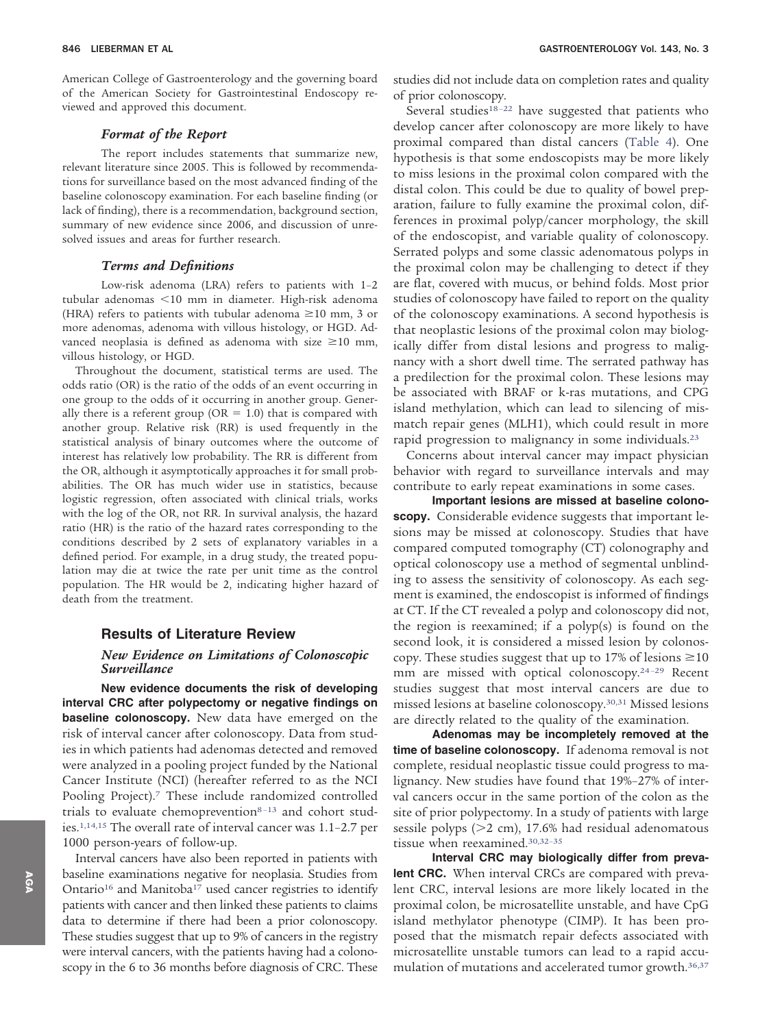American College of Gastroenterology and the governing board of the American Society for Gastrointestinal Endoscopy reviewed and approved this document.

### *Format of the Report*

The report includes statements that summarize new, relevant literature since 2005. This is followed by recommendations for surveillance based on the most advanced finding of the baseline colonoscopy examination. For each baseline finding (or lack of finding), there is a recommendation, background section, summary of new evidence since 2006, and discussion of unresolved issues and areas for further research.

### *Terms and Definitions*

Low-risk adenoma (LRA) refers to patients with 1–2 tubular adenomas <10 mm in diameter. High-risk adenoma (HRA) refers to patients with tubular adenoma ≥10 mm, 3 or more adenomas, adenoma with villous histology, or HGD. Advanced neoplasia is defined as adenoma with size ≥10 mm, villous histology, or HGD.

Throughout the document, statistical terms are used. The odds ratio (OR) is the ratio of the odds of an event occurring in one group to the odds of it occurring in another group. Generally there is a referent group (OR = 1.0) that is compared with another group. Relative risk (RR) is used frequently in the statistical analysis of binary outcomes where the outcome of interest has relatively low probability. The RR is different from the OR, although it asymptotically approaches it for small probabilities. The OR has much wider use in statistics, because logistic regression, often associated with clinical trials, works with the log of the OR, not RR. In survival analysis, the hazard ratio (HR) is the ratio of the hazard rates corresponding to the conditions described by 2 sets of explanatory variables in a defined period. For example, in a drug study, the treated population may die at twice the rate per unit time as the control population. The HR would be 2, indicating higher hazard of death from the treatment.

## Results of Literature Review

### *New Evidence on Limitations of Colonoscopic Surveillance*

**New evidence documents the risk of developing interval CRC after polypectomy or negative findings on baseline colonoscopy.** New data have emerged on the risk of interval cancer after colonoscopy. Data from studies in which patients had adenomas detected and removed were analyzed in a pooling project funded by the National Cancer Institute (NCI) (hereafter referred to as the NCI Pooling Project).[7] These include randomized controlled trials to evaluate chemoprevention[8–13] and cohort studies.[1,14,15] The overall rate of interval cancer was 1.1–2.7 per 1000 person-years of follow-up.

Interval cancers have also been reported in patients with baseline examinations negative for neoplasia. Studies from Ontario[16] and Manitoba[17] used cancer registries to identify patients with cancer and then linked these patients to claims data to determine if there had been a prior colonoscopy. These studies suggest that up to 9% of cancers in the registry were interval cancers, with the patients having had a colonoscopy in the 6 to 36 months before diagnosis of CRC. These studies did not include data on completion rates and quality of prior colonoscopy.

Several studies[18–22] have suggested that patients who develop cancer after colonoscopy are more likely to have proximal compared than distal cancers (Table 4). One hypothesis is that some endoscopists may be more likely to miss lesions in the proximal colon compared with the distal colon. This could be due to quality of bowel preparation, failure to fully examine the proximal colon, differences in proximal polyp/cancer morphology, the skill of the endoscopist, and variable quality of colonoscopy. Serrated polyps and some classic adenomatous polyps in the proximal colon may be challenging to detect if they are flat, covered with mucus, or behind folds. Most prior studies of colonoscopy have failed to report on the quality of the colonoscopy examinations. A second hypothesis is that neoplastic lesions of the proximal colon may biologically differ from distal lesions and progress to malignancy with a short dwell time. The serrated pathway has a predilection for the proximal colon. These lesions may be associated with BRAF or k-ras mutations, and CPG island methylation, which can lead to silencing of mismatch repair genes (MLH1), which could result in more rapid progression to malignancy in some individuals.[23]

Concerns about interval cancer may impact physician behavior with regard to surveillance intervals and may contribute to early repeat examinations in some cases.

**Important lesions are missed at baseline colonoscopy.** Considerable evidence suggests that important lesions may be missed at colonoscopy. Studies that have compared computed tomography (CT) colonography and optical colonoscopy use a method of segmental unblinding to assess the sensitivity of colonoscopy. As each segment is examined, the endoscopist is informed of findings at CT. If the CT revealed a polyp and colonoscopy did not, the region is reexamined; if a polyp(s) is found on the second look, it is considered a missed lesion by colonoscopy. These studies suggest that up to 17% of lesions ≥10 mm are missed with optical colonoscopy.[24–29] Recent studies suggest that most interval cancers are due to missed lesions at baseline colonoscopy.[30,31] Missed lesions are directly related to the quality of the examination.

**Adenomas may be incompletely removed at the time of baseline colonoscopy.** If adenoma removal is not complete, residual neoplastic tissue could progress to malignancy. New studies have found that 19%–27% of interval cancers occur in the same portion of the colon as the site of prior polypectomy. In a study of patients with large sessile polyps (>2 cm), 17.6% had residual adenomatous tissue when reexamined.[30,32–35]

**Interval CRC may biologically differ from prevalent CRC.** When interval CRCs are compared with prevalent CRC, interval lesions are more likely located in the proximal colon, be microsatellite unstable, and have CpG island methylator phenotype (CIMP). It has been proposed that the mismatch repair defects associated with microsatellite unstable tumors can lead to a rapid accumulation of mutations and accelerated tumor growth.[36,37]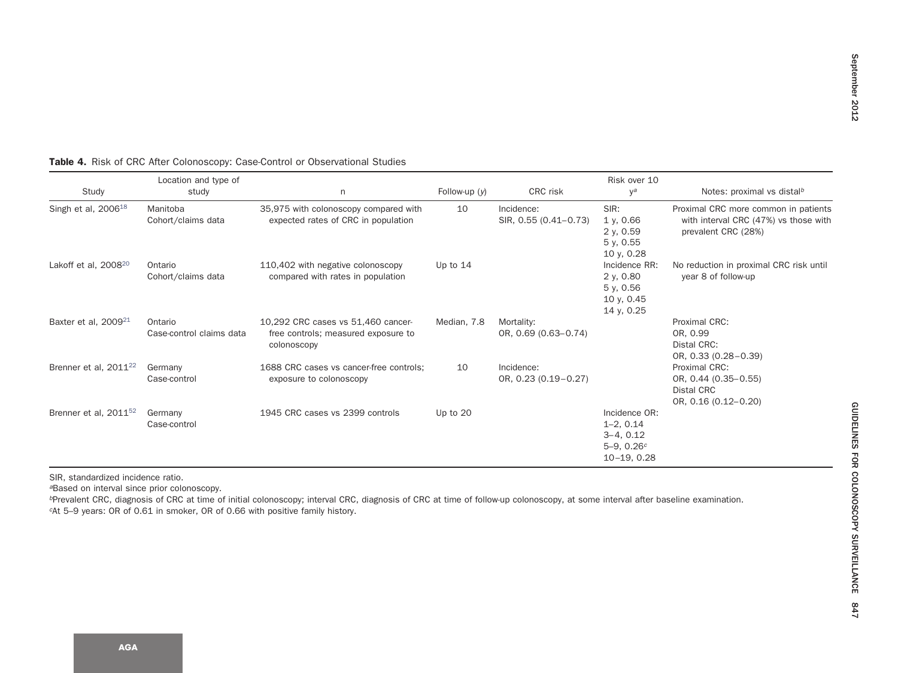**Table 4.** Risk of CRC After Colonoscopy: Case-Control or Observational Studies

| Study | Location and type of study | n | Follow-up (y) | CRC risk | Risk over 10 y[a] | Notes: proximal vs distal[b] |
|---|---|---|---|---|---|---|
| Singh et al, 2006[18] | Manitoba Cohort/claims data | 35,975 with colonoscopy compared with expected rates of CRC in population | 10 | Incidence: SIR, 0.55 (0.41–0.73) | SIR: 1 y, 0.66 2 y, 0.59 5 y, 0.55 10 y, 0.28 | Proximal CRC more common in patients with interval CRC (47%) vs those with prevalent CRC (28%) |
| Lakoff et al, 2008[20] | Ontario Cohort/claims data | 110,402 with negative colonoscopy compared with rates in population | Up to 14 | | Incidence RR: 2 y, 0.80 5 y, 0.56 10 y, 0.45 14 y, 0.25 | No reduction in proximal CRC risk until year 8 of follow-up |
| Baxter et al, 2009[21] | Ontario Case-control claims data | 10,292 CRC cases vs 51,460 cancer-free controls; measured exposure to colonoscopy | Median, 7.8 | Mortality: OR, 0.69 (0.63–0.74) | | Proximal CRC: OR, 0.99 Distal CRC: OR, 0.33 (0.28–0.39) |
| Brenner et al, 2011[22] | Germany Case-control | 1688 CRC cases vs cancer-free controls; exposure to colonoscopy | 10 | Incidence: OR, 0.23 (0.19–0.27) | | Proximal CRC: OR, 0.44 (0.35–0.55) Distal CRC OR, 0.16 (0.12–0.20) |
| Brenner et al, 2011[52] | Germany Case-control | 1945 CRC cases vs 2399 controls | Up to 20 | | Incidence OR: 1–2, 0.14 3–4, 0.12 5–9, 0.26[c] 10–19, 0.28 | |

SIR, standardized incidence ratio.
[a]Based on interval since prior colonoscopy.
[b]Prevalent CRC, diagnosis of CRC at time of initial colonoscopy; interval CRC, diagnosis of CRC at time of follow-up colonoscopy, at some interval after baseline examination.
[c]At 5–9 years: OR of 0.61 in smoker, OR of 0.66 with positive family history.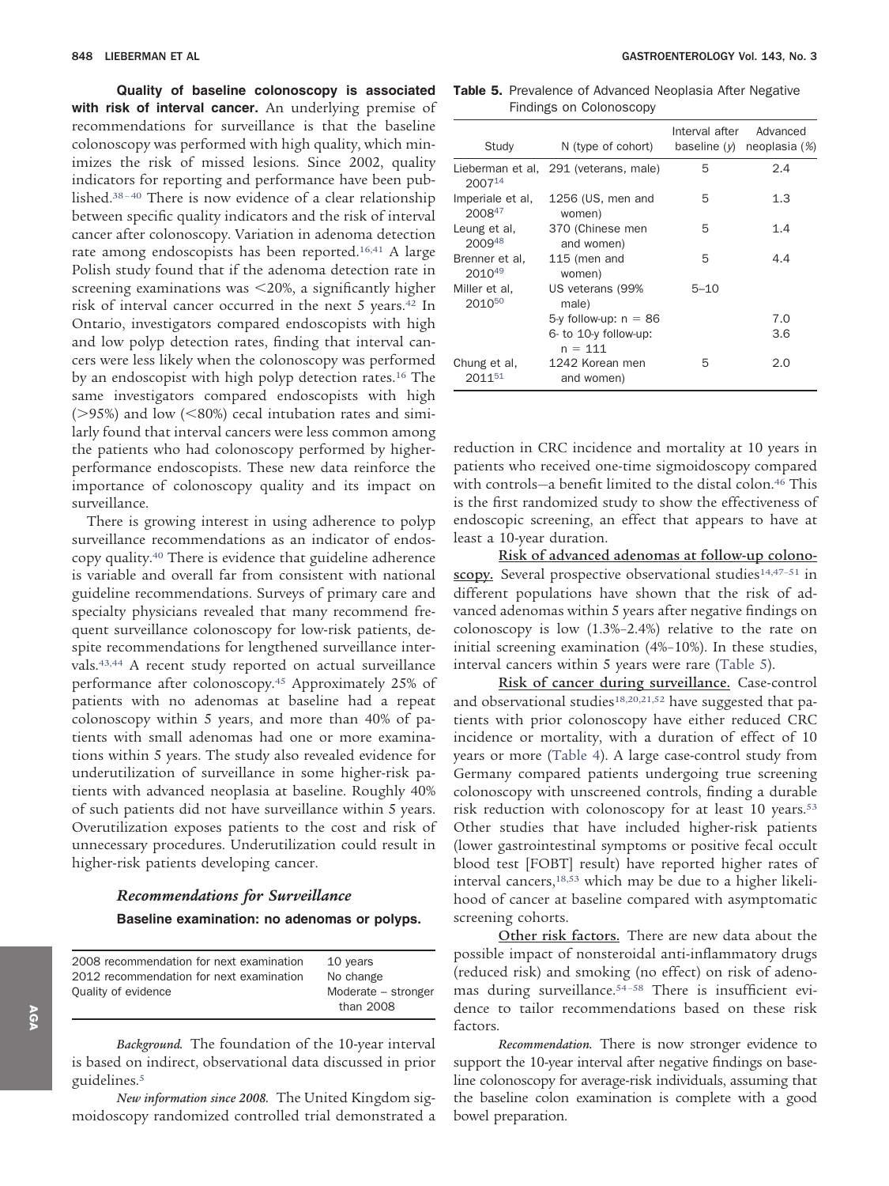**Quality of baseline colonoscopy is associated with risk of interval cancer.** An underlying premise of recommendations for surveillance is that the baseline colonoscopy was performed with high quality, which minimizes the risk of missed lesions. Since 2002, quality indicators for reporting and performance have been published.[38–40] There is now evidence of a clear relationship between specific quality indicators and the risk of interval cancer after colonoscopy. Variation in adenoma detection rate among endoscopists has been reported.[16,41] A large Polish study found that if the adenoma detection rate in screening examinations was <20%, a significantly higher risk of interval cancer occurred in the next 5 years.[42] In Ontario, investigators compared endoscopists with high and low polyp detection rates, finding that interval cancers were less likely when the colonoscopy was performed by an endoscopist with high polyp detection rates.[16] The same investigators compared endoscopists with high (>95%) and low (<80%) cecal intubation rates and similarly found that interval cancers were less common among the patients who had colonoscopy performed by higher-performance endoscopists. These new data reinforce the importance of colonoscopy quality and its impact on surveillance.

There is growing interest in using adherence to polyp surveillance recommendations as an indicator of endoscopy quality.[40] There is evidence that guideline adherence is variable and overall far from consistent with national guideline recommendations. Surveys of primary care and specialty physicians revealed that many recommend frequent surveillance colonoscopy for low-risk patients, despite recommendations for lengthened surveillance intervals.[43,44] A recent study reported on actual surveillance performance after colonoscopy.[45] Approximately 25% of patients with no adenomas at baseline had a repeat colonoscopy within 5 years, and more than 40% of patients with small adenomas had one or more examinations within 5 years. The study also revealed evidence for underutilization of surveillance in some higher-risk patients with advanced neoplasia at baseline. Roughly 40% of such patients did not have surveillance within 5 years. Overutilization exposes patients to the cost and risk of unnecessary procedures. Underutilization could result in higher-risk patients developing cancer.

## *Recommendations for Surveillance*

### Baseline examination: no adenomas or polyps.

| | |
|---|---|
| 2008 recommendation for next examination | 10 years |
| 2012 recommendation for next examination | No change |
| Quality of evidence | Moderate – stronger than 2008 |

*Background.* The foundation of the 10-year interval is based on indirect, observational data discussed in prior guidelines.[5]

*New information since 2008.* The United Kingdom sigmoidoscopy randomized controlled trial demonstrated a reduction in CRC incidence and mortality at 10 years in patients who received one-time sigmoidoscopy compared with controls—a benefit limited to the distal colon.[46] This is the first randomized study to show the effectiveness of endoscopic screening, an effect that appears to have at least a 10-year duration.

**Table 5.** Prevalence of Advanced Neoplasia After Negative Findings on Colonoscopy

| Study | N (type of cohort) | Interval after baseline (y) | Advanced neoplasia (%) |
|---|---|---|---|
| Lieberman et al, 2007[14] | 291 (veterans, male) | 5 | 2.4 |
| Imperiale et al, 2008[47] | 1256 (US, men and women) | 5 | 1.3 |
| Leung et al, 2009[48] | 370 (Chinese men and women) | 5 | 1.4 |
| Brenner et al, 2010[49] | 115 (men and women) | 5 | 4.4 |
| Miller et al, 2010[50] | US veterans (99% male) | 5–10 | |
| | 5-y follow-up: n = 86 | | 7.0 |
| | 6- to 10-y follow-up: n = 111 | | 3.6 |
| Chung et al, 2011[51] | 1242 Korean men and women) | 5 | 2.0 |

<u>**Risk of advanced adenomas at follow-up colonoscopy.**</u> Several prospective observational studies[14,47–51] in different populations have shown that the risk of advanced adenomas within 5 years after negative findings on colonoscopy is low (1.3%–2.4%) relative to the rate on initial screening examination (4%–10%). In these studies, interval cancers within 5 years were rare (Table 5).

<u>**Risk of cancer during surveillance.**</u> Case-control and observational studies[18,20,21,52] have suggested that patients with prior colonoscopy have either reduced CRC incidence or mortality, with a duration of effect of 10 years or more (Table 4). A large case-control study from Germany compared patients undergoing true screening colonoscopy with unscreened controls, finding a durable risk reduction with colonoscopy for at least 10 years.[53] Other studies that have included higher-risk patients (lower gastrointestinal symptoms or positive fecal occult blood test [FOBT] result) have reported higher rates of interval cancers,[18,53] which may be due to a higher likelihood of cancer at baseline compared with asymptomatic screening cohorts.

<u>**Other risk factors.**</u> There are new data about the possible impact of nonsteroidal anti-inflammatory drugs (reduced risk) and smoking (no effect) on risk of adenomas during surveillance.[54–58] There is insufficient evidence to tailor recommendations based on these risk factors.

*Recommendation.* There is now stronger evidence to support the 10-year interval after negative findings on baseline colonoscopy for average-risk individuals, assuming that the baseline colon examination is complete with a good bowel preparation.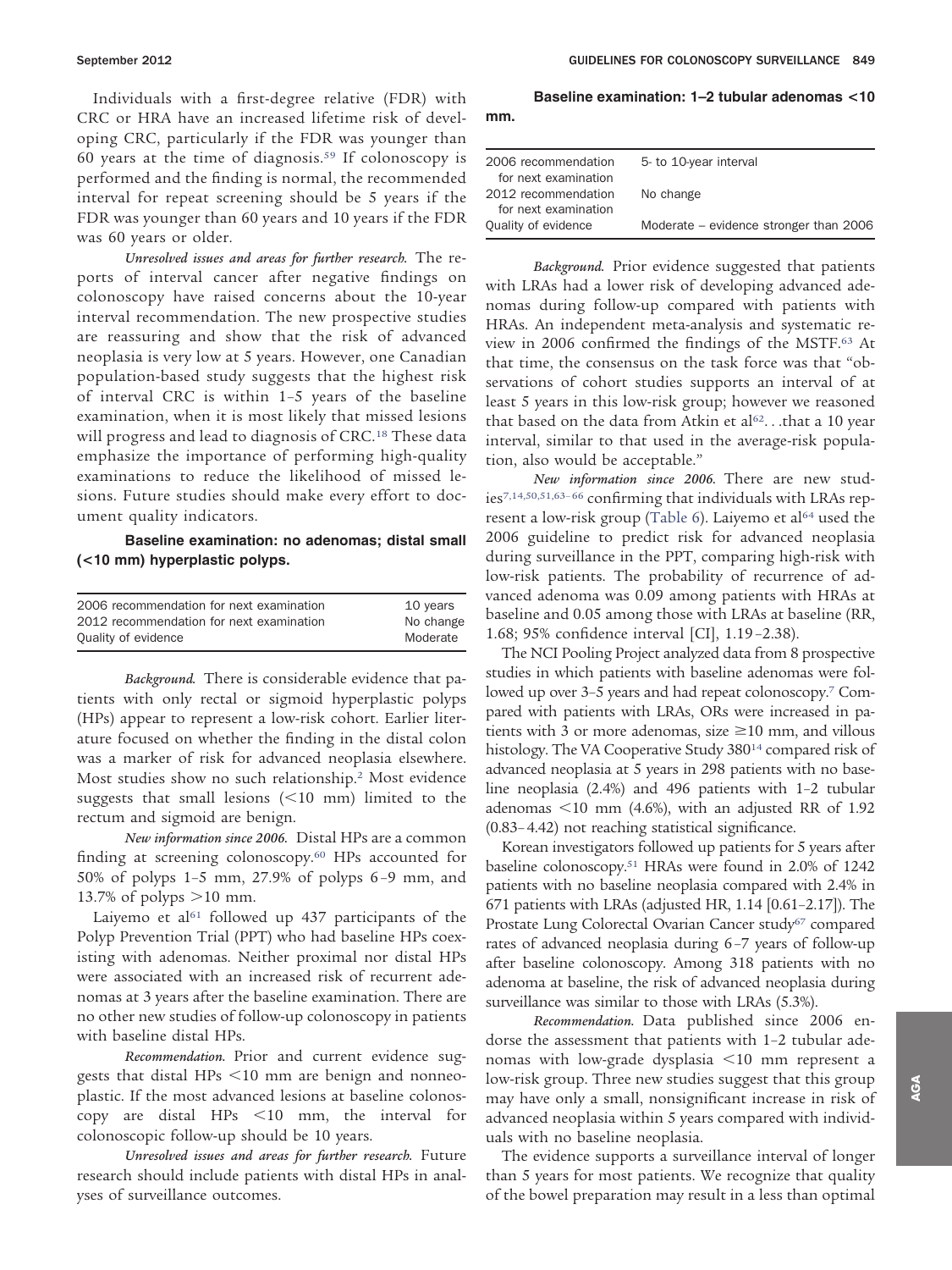Individuals with a first-degree relative (FDR) with CRC or HRA have an increased lifetime risk of developing CRC, particularly if the FDR was younger than 60 years at the time of diagnosis.[59] If colonoscopy is performed and the finding is normal, the recommended interval for repeat screening should be 5 years if the FDR was younger than 60 years and 10 years if the FDR was 60 years or older.

*Unresolved issues and areas for further research.* The reports of interval cancer after negative findings on colonoscopy have raised concerns about the 10-year interval recommendation. The new prospective studies are reassuring and show that the risk of advanced neoplasia is very low at 5 years. However, one Canadian population-based study suggests that the highest risk of interval CRC is within 1–5 years of the baseline examination, when it is most likely that missed lesions will progress and lead to diagnosis of CRC.[18] These data emphasize the importance of performing high-quality examinations to reduce the likelihood of missed lesions. Future studies should make every effort to document quality indicators.

### Baseline examination: no adenomas; distal small (<10 mm) hyperplastic polyps.

| | |
|---|---|
| 2006 recommendation for next examination | 10 years |
| 2012 recommendation for next examination | No change |
| Quality of evidence | Moderate |

*Background.* There is considerable evidence that patients with only rectal or sigmoid hyperplastic polyps (HPs) appear to represent a low-risk cohort. Earlier literature focused on whether the finding in the distal colon was a marker of risk for advanced neoplasia elsewhere. Most studies show no such relationship.[2] Most evidence suggests that small lesions (<10 mm) limited to the rectum and sigmoid are benign.

*New information since 2006.* Distal HPs are a common finding at screening colonoscopy.[60] HPs accounted for 50% of polyps 1–5 mm, 27.9% of polyps 6–9 mm, and 13.7% of polyps >10 mm.

Laiyemo et al[61] followed up 437 participants of the Polyp Prevention Trial (PPT) who had baseline HPs coexisting with adenomas. Neither proximal nor distal HPs were associated with an increased risk of recurrent adenomas at 3 years after the baseline examination. There are no other new studies of follow-up colonoscopy in patients with baseline distal HPs.

*Recommendation.* Prior and current evidence suggests that distal HPs <10 mm are benign and nonneoplastic. If the most advanced lesions at baseline colonoscopy are distal HPs <10 mm, the interval for colonoscopic follow-up should be 10 years.

*Unresolved issues and areas for further research.* Future research should include patients with distal HPs in analyses of surveillance outcomes.

### Baseline examination: 1–2 tubular adenomas <10 mm.

| | |
|---|---|
| 2006 recommendation for next examination | 5- to 10-year interval |
| 2012 recommendation for next examination | No change |
| Quality of evidence | Moderate – evidence stronger than 2006 |

*Background.* Prior evidence suggested that patients with LRAs had a lower risk of developing advanced adenomas during follow-up compared with patients with HRAs. An independent meta-analysis and systematic review in 2006 confirmed the findings of the MSTF.[63] At that time, the consensus on the task force was that "observations of cohort studies supports an interval of at least 5 years in this low-risk group; however we reasoned that based on the data from Atkin et al[62]. . .that a 10 year interval, similar to that used in the average-risk population, also would be acceptable."

*New information since 2006.* There are new studies[7,14,50,51,63–66] confirming that individuals with LRAs represent a low-risk group (Table 6). Laiyemo et al[64] used the 2006 guideline to predict risk for advanced neoplasia during surveillance in the PPT, comparing high-risk with low-risk patients. The probability of recurrence of advanced adenoma was 0.09 among patients with HRAs at baseline and 0.05 among those with LRAs at baseline (RR, 1.68; 95% confidence interval [CI], 1.19–2.38).

The NCI Pooling Project analyzed data from 8 prospective studies in which patients with baseline adenomas were followed up over 3–5 years and had repeat colonoscopy.[7] Compared with patients with LRAs, ORs were increased in patients with 3 or more adenomas, size ≥10 mm, and villous histology. The VA Cooperative Study 380[14] compared risk of advanced neoplasia at 5 years in 298 patients with no baseline neoplasia (2.4%) and 496 patients with 1–2 tubular adenomas <10 mm (4.6%), with an adjusted RR of 1.92 (0.83–4.42) not reaching statistical significance.

Korean investigators followed up patients for 5 years after baseline colonoscopy.[51] HRAs were found in 2.0% of 1242 patients with no baseline neoplasia compared with 2.4% in 671 patients with LRAs (adjusted HR, 1.14 [0.61–2.17]). The Prostate Lung Colorectal Ovarian Cancer study[67] compared rates of advanced neoplasia during 6–7 years of follow-up after baseline colonoscopy. Among 318 patients with no adenoma at baseline, the risk of advanced neoplasia during surveillance was similar to those with LRAs (5.3%).

*Recommendation.* Data published since 2006 endorse the assessment that patients with 1–2 tubular adenomas with low-grade dysplasia <10 mm represent a low-risk group. Three new studies suggest that this group may have only a small, nonsignificant increase in risk of advanced neoplasia within 5 years compared with individuals with no baseline neoplasia.

The evidence supports a surveillance interval of longer than 5 years for most patients. We recognize that quality of the bowel preparation may result in a less than optimal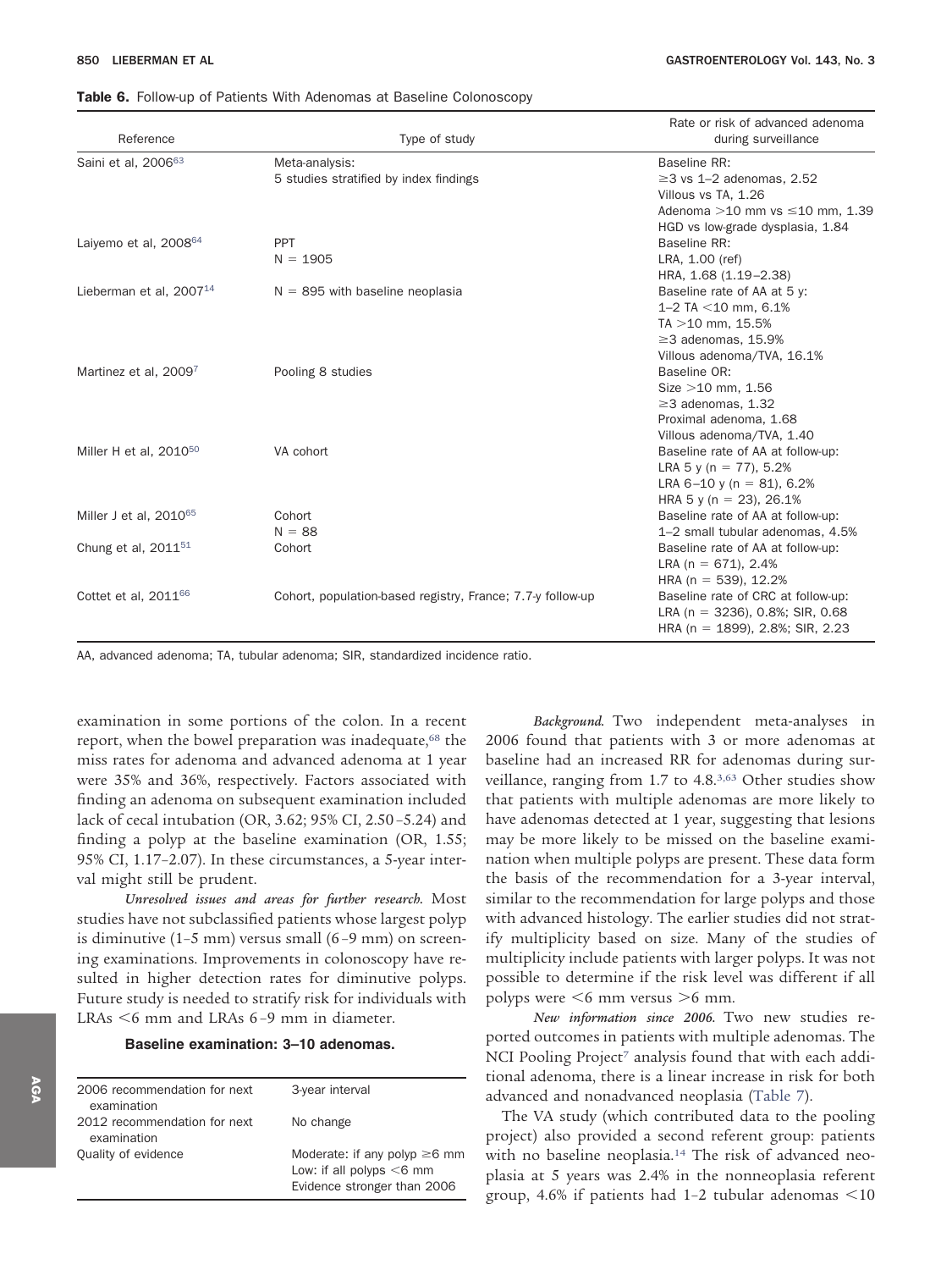**Table 6.** Follow-up of Patients With Adenomas at Baseline Colonoscopy

| Reference | Type of study | Rate or risk of advanced adenoma during surveillance |
|---|---|---|
| Saini et al, 2006[63] | Meta-analysis: 5 studies stratified by index findings | Baseline RR: ≥3 vs 1–2 adenomas, 2.52; Villous vs TA, 1.26; Adenoma >10 mm vs ≤10 mm, 1.39; HGD vs low-grade dysplasia, 1.84 |
| Laiyemo et al, 2008[64] | PPT N = 1905 | Baseline RR: LRA, 1.00 (ref); HRA, 1.68 (1.19–2.38) |
| Lieberman et al, 2007[14] | N = 895 with baseline neoplasia | Baseline rate of AA at 5 y: 1–2 TA <10 mm, 6.1%; TA >10 mm, 15.5%; ≥3 adenomas, 15.9%; Villous adenoma/TVA, 16.1% |
| Martinez et al, 2009[7] | Pooling 8 studies | Baseline OR: Size >10 mm, 1.56; ≥3 adenomas, 1.32; Proximal adenoma, 1.68; Villous adenoma/TVA, 1.40 |
| Miller H et al, 2010[50] | VA cohort | Baseline rate of AA at follow-up: LRA 5 y (n = 77), 5.2%; LRA 6–10 y (n = 81), 6.2%; HRA 5 y (n = 23), 26.1% |
| Miller J et al, 2010[65] | Cohort N = 88 | Baseline rate of AA at follow-up: 1–2 small tubular adenomas, 4.5% |
| Chung et al, 2011[51] | Cohort | Baseline rate of AA at follow-up: LRA (n = 671), 2.4%; HRA (n = 539), 12.2% |
| Cottet et al, 2011[66] | Cohort, population-based registry, France; 7.7-y follow-up | Baseline rate of CRC at follow-up: LRA (n = 3236), 0.8%; SIR, 0.68; HRA (n = 1899), 2.8%; SIR, 2.23 |

AA, advanced adenoma; TA, tubular adenoma; SIR, standardized incidence ratio.

examination in some portions of the colon. In a recent report, when the bowel preparation was inadequate,[68] the miss rates for adenoma and advanced adenoma at 1 year were 35% and 36%, respectively. Factors associated with finding an adenoma on subsequent examination included lack of cecal intubation (OR, 3.62; 95% CI, 2.50–5.24) and finding a polyp at the baseline examination (OR, 1.55; 95% CI, 1.17–2.07). In these circumstances, a 5-year interval might still be prudent.

*Unresolved issues and areas for further research.* Most studies have not subclassified patients whose largest polyp is diminutive (1–5 mm) versus small (6–9 mm) on screening examinations. Improvements in colonoscopy have resulted in higher detection rates for diminutive polyps. Future study is needed to stratify risk for individuals with LRAs <6 mm and LRAs 6–9 mm in diameter.

**Baseline examination: 3–10 adenomas.**

| | |
|---|---|
| 2006 recommendation for next examination | 3-year interval |
| 2012 recommendation for next examination | No change |
| Quality of evidence | Moderate: if any polyp ≥6 mm; Low: if all polyps <6 mm; Evidence stronger than 2006 |

*Background.* Two independent meta-analyses in 2006 found that patients with 3 or more adenomas at baseline had an increased RR for adenomas during surveillance, ranging from 1.7 to 4.8.[3,63] Other studies show that patients with multiple adenomas are more likely to have adenomas detected at 1 year, suggesting that lesions may be more likely to be missed on the baseline examination when multiple polyps are present. These data form the basis of the recommendation for a 3-year interval, similar to the recommendation for large polyps and those with advanced histology. The earlier studies did not stratify multiplicity based on size. Many of the studies of multiplicity include patients with larger polyps. It was not possible to determine if the risk level was different if all polyps were <6 mm versus >6 mm.

*New information since 2006.* Two new studies reported outcomes in patients with multiple adenomas. The NCI Pooling Project[7] analysis found that with each additional adenoma, there is a linear increase in risk for both advanced and nonadvanced neoplasia (Table 7).

The VA study (which contributed data to the pooling project) also provided a second referent group: patients with no baseline neoplasia.[14] The risk of advanced neoplasia at 5 years was 2.4% in the nonneoplasia referent group, 4.6% if patients had 1–2 tubular adenomas <10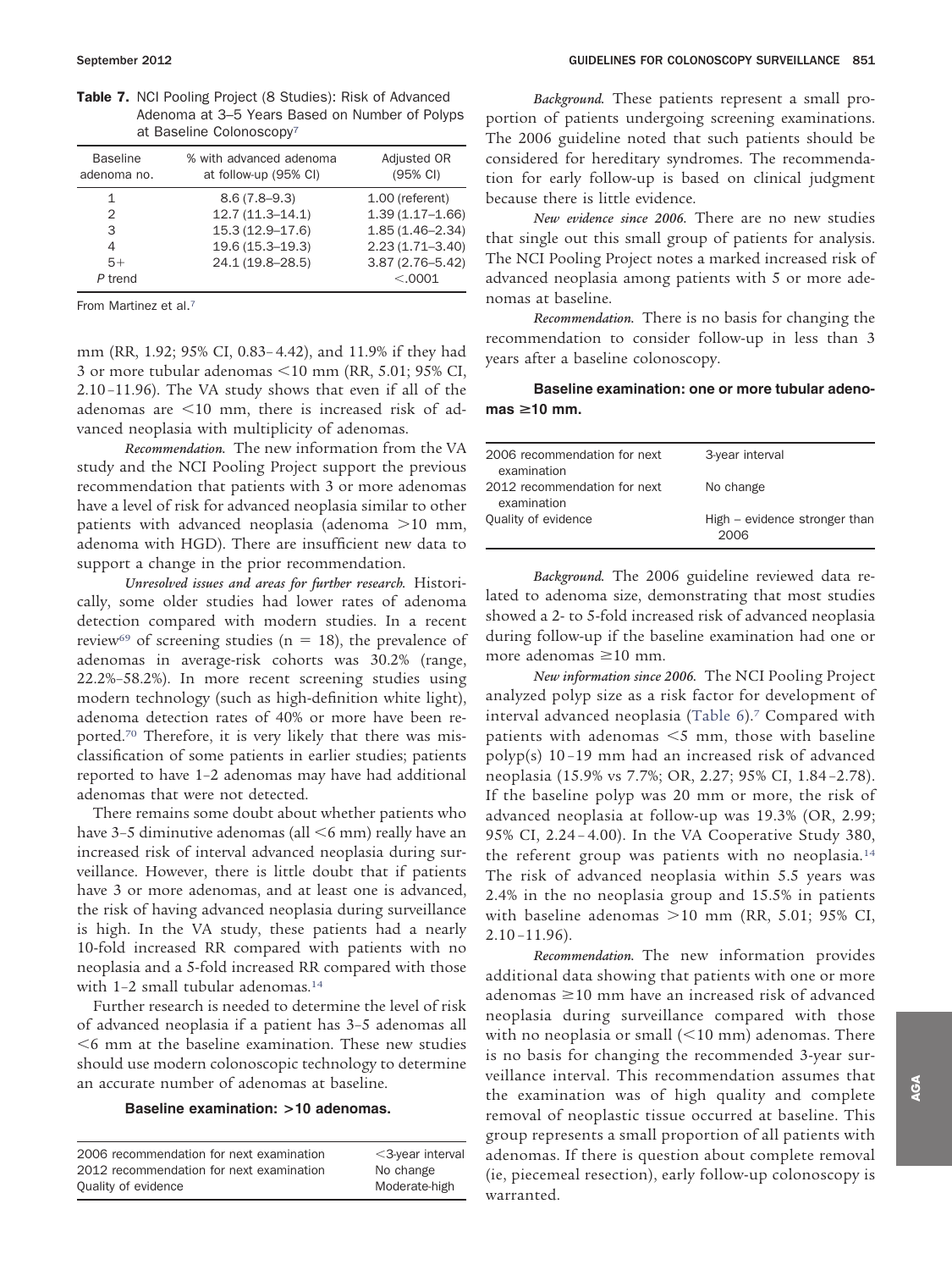**Table 7.** NCI Pooling Project (8 Studies): Risk of Advanced Adenoma at 3–5 Years Based on Number of Polyps at Baseline Colonoscopy[7]

| Baseline adenoma no. | % with advanced adenoma at follow-up (95% CI) | Adjusted OR (95% CI) |
|---|---|---|
| 1 | 8.6 (7.8–9.3) | 1.00 (referent) |
| 2 | 12.7 (11.3–14.1) | 1.39 (1.17–1.66) |
| 3 | 15.3 (12.9–17.6) | 1.85 (1.46–2.34) |
| 4 | 19.6 (15.3–19.3) | 2.23 (1.71–3.40) |
| 5+ | 24.1 (19.8–28.5) | 3.87 (2.76–5.42) |
| *P* trend | | <.0001 |

From Martinez et al.[7]

mm (RR, 1.92; 95% CI, 0.83–4.42), and 11.9% if they had 3 or more tubular adenomas <10 mm (RR, 5.01; 95% CI, 2.10–11.96). The VA study shows that even if all of the adenomas are <10 mm, there is increased risk of advanced neoplasia with multiplicity of adenomas.

*Recommendation.* The new information from the VA study and the NCI Pooling Project support the previous recommendation that patients with 3 or more adenomas have a level of risk for advanced neoplasia similar to other patients with advanced neoplasia (adenoma >10 mm, adenoma with HGD). There are insufficient new data to support a change in the prior recommendation.

*Unresolved issues and areas for further research.* Historically, some older studies had lower rates of adenoma detection compared with modern studies. In a recent review[69] of screening studies (n = 18), the prevalence of adenomas in average-risk cohorts was 30.2% (range, 22.2%–58.2%). In more recent screening studies using modern technology (such as high-definition white light), adenoma detection rates of 40% or more have been reported.[70] Therefore, it is very likely that there was misclassification of some patients in earlier studies; patients reported to have 1–2 adenomas may have had additional adenomas that were not detected.

There remains some doubt about whether patients who have 3–5 diminutive adenomas (all <6 mm) really have an increased risk of interval advanced neoplasia during surveillance. However, there is little doubt that if patients have 3 or more adenomas, and at least one is advanced, the risk of having advanced neoplasia during surveillance is high. In the VA study, these patients had a nearly 10-fold increased RR compared with patients with no neoplasia and a 5-fold increased RR compared with those with 1–2 small tubular adenomas.[14]

Further research is needed to determine the level of risk of advanced neoplasia if a patient has 3–5 adenomas all <6 mm at the baseline examination. These new studies should use modern colonoscopic technology to determine an accurate number of adenomas at baseline.

### Baseline examination: >10 adenomas.

| | |
|---|---|
| 2006 recommendation for next examination | <3-year interval |
| 2012 recommendation for next examination | No change |
| Quality of evidence | Moderate-high |

*Background.* These patients represent a small proportion of patients undergoing screening examinations. The 2006 guideline noted that such patients should be considered for hereditary syndromes. The recommendation for early follow-up is based on clinical judgment because there is little evidence.

*New evidence since 2006.* There are no new studies that single out this small group of patients for analysis. The NCI Pooling Project notes a marked increased risk of advanced neoplasia among patients with 5 or more adenomas at baseline.

*Recommendation.* There is no basis for changing the recommendation to consider follow-up in less than 3 years after a baseline colonoscopy.

### Baseline examination: one or more tubular adenomas ≥10 mm.

| | |
|---|---|
| 2006 recommendation for next examination | 3-year interval |
| 2012 recommendation for next examination | No change |
| Quality of evidence | High – evidence stronger than 2006 |

*Background.* The 2006 guideline reviewed data related to adenoma size, demonstrating that most studies showed a 2- to 5-fold increased risk of advanced neoplasia during follow-up if the baseline examination had one or more adenomas ≥10 mm.

*New information since 2006.* The NCI Pooling Project analyzed polyp size as a risk factor for development of interval advanced neoplasia (Table 6).[7] Compared with patients with adenomas <5 mm, those with baseline polyp(s) 10–19 mm had an increased risk of advanced neoplasia (15.9% vs 7.7%; OR, 2.27; 95% CI, 1.84–2.78). If the baseline polyp was 20 mm or more, the risk of advanced neoplasia at follow-up was 19.3% (OR, 2.99; 95% CI, 2.24–4.00). In the VA Cooperative Study 380, the referent group was patients with no neoplasia.[14] The risk of advanced neoplasia within 5.5 years was 2.4% in the no neoplasia group and 15.5% in patients with baseline adenomas >10 mm (RR, 5.01; 95% CI, 2.10–11.96).

*Recommendation.* The new information provides additional data showing that patients with one or more adenomas ≥10 mm have an increased risk of advanced neoplasia during surveillance compared with those with no neoplasia or small (<10 mm) adenomas. There is no basis for changing the recommended 3-year surveillance interval. This recommendation assumes that the examination was of high quality and complete removal of neoplastic tissue occurred at baseline. This group represents a small proportion of all patients with adenomas. If there is question about complete removal (ie, piecemeal resection), early follow-up colonoscopy is warranted.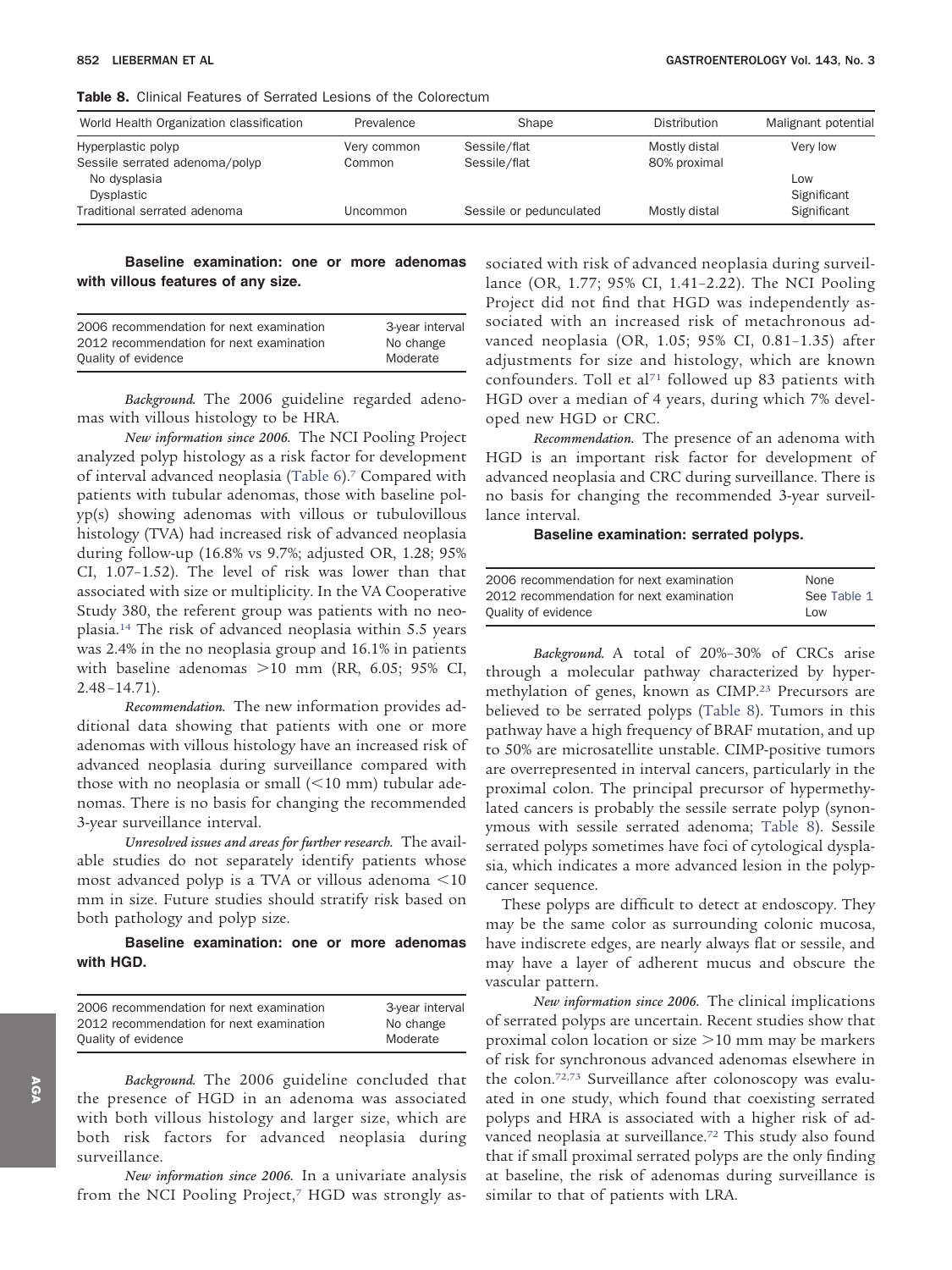**Table 8.** Clinical Features of Serrated Lesions of the Colorectum

| World Health Organization classification | Prevalence | Shape | Distribution | Malignant potential |
|---|---|---|---|---|
| Hyperplastic polyp | Very common | Sessile/flat | Mostly distal | Very low |
| Sessile serrated adenoma/polyp | Common | Sessile/flat | 80% proximal | |
| No dysplasia | | | | Low |
| Dysplastic | | | | Significant |
| Traditional serrated adenoma | Uncommon | Sessile or pedunculated | Mostly distal | Significant |

**Baseline examination: one or more adenomas with villous features of any size.**

| | |
|---|---|
| 2006 recommendation for next examination | 3-year interval |
| 2012 recommendation for next examination | No change |
| Quality of evidence | Moderate |

*Background.* The 2006 guideline regarded adenomas with villous histology to be HRA.

*New information since 2006.* The NCI Pooling Project analyzed polyp histology as a risk factor for development of interval advanced neoplasia (Table 6).[7] Compared with patients with tubular adenomas, those with baseline polyp(s) showing adenomas with villous or tubulovillous histology (TVA) had increased risk of advanced neoplasia during follow-up (16.8% vs 9.7%; adjusted OR, 1.28; 95% CI, 1.07–1.52). The level of risk was lower than that associated with size or multiplicity. In the VA Cooperative Study 380, the referent group was patients with no neoplasia.[14] The risk of advanced neoplasia within 5.5 years was 2.4% in the no neoplasia group and 16.1% in patients with baseline adenomas >10 mm (RR, 6.05; 95% CI, 2.48–14.71).

*Recommendation.* The new information provides additional data showing that patients with one or more adenomas with villous histology have an increased risk of advanced neoplasia during surveillance compared with those with no neoplasia or small (<10 mm) tubular adenomas. There is no basis for changing the recommended 3-year surveillance interval.

*Unresolved issues and areas for further research.* The available studies do not separately identify patients whose most advanced polyp is a TVA or villous adenoma <10 mm in size. Future studies should stratify risk based on both pathology and polyp size.

**Baseline examination: one or more adenomas with HGD.**

| | |
|---|---|
| 2006 recommendation for next examination | 3-year interval |
| 2012 recommendation for next examination | No change |
| Quality of evidence | Moderate |

*Background.* The 2006 guideline concluded that the presence of HGD in an adenoma was associated with both villous histology and larger size, which are both risk factors for advanced neoplasia during surveillance.

*New information since 2006.* In a univariate analysis from the NCI Pooling Project,[7] HGD was strongly associated with risk of advanced neoplasia during surveillance (OR, 1.77; 95% CI, 1.41–2.22). The NCI Pooling Project did not find that HGD was independently associated with an increased risk of metachronous advanced neoplasia (OR, 1.05; 95% CI, 0.81–1.35) after adjustments for size and histology, which are known confounders. Toll et al[71] followed up 83 patients with HGD over a median of 4 years, during which 7% developed new HGD or CRC.

*Recommendation.* The presence of an adenoma with HGD is an important risk factor for development of advanced neoplasia and CRC during surveillance. There is no basis for changing the recommended 3-year surveillance interval.

**Baseline examination: serrated polyps.**

| | |
|---|---|
| 2006 recommendation for next examination | None |
| 2012 recommendation for next examination | See Table 1 |
| Quality of evidence | Low |

*Background.* A total of 20%–30% of CRCs arise through a molecular pathway characterized by hypermethylation of genes, known as CIMP.[23] Precursors are believed to be serrated polyps (Table 8). Tumors in this pathway have a high frequency of BRAF mutation, and up to 50% are microsatellite unstable. CIMP-positive tumors are overrepresented in interval cancers, particularly in the proximal colon. The principal precursor of hypermethylated cancers is probably the sessile serrate polyp (synonymous with sessile serrated adenoma; Table 8). Sessile serrated polyps sometimes have foci of cytological dysplasia, which indicates a more advanced lesion in the polyp-cancer sequence.

These polyps are difficult to detect at endoscopy. They may be the same color as surrounding colonic mucosa, have indiscrete edges, are nearly always flat or sessile, and may have a layer of adherent mucus and obscure the vascular pattern.

*New information since 2006.* The clinical implications of serrated polyps are uncertain. Recent studies show that proximal colon location or size >10 mm may be markers of risk for synchronous advanced adenomas elsewhere in the colon.[72,73] Surveillance after colonoscopy was evaluated in one study, which found that coexisting serrated polyps and HRA is associated with a higher risk of advanced neoplasia at surveillance.[72] This study also found that if small proximal serrated polyps are the only finding at baseline, the risk of adenomas during surveillance is similar to that of patients with LRA.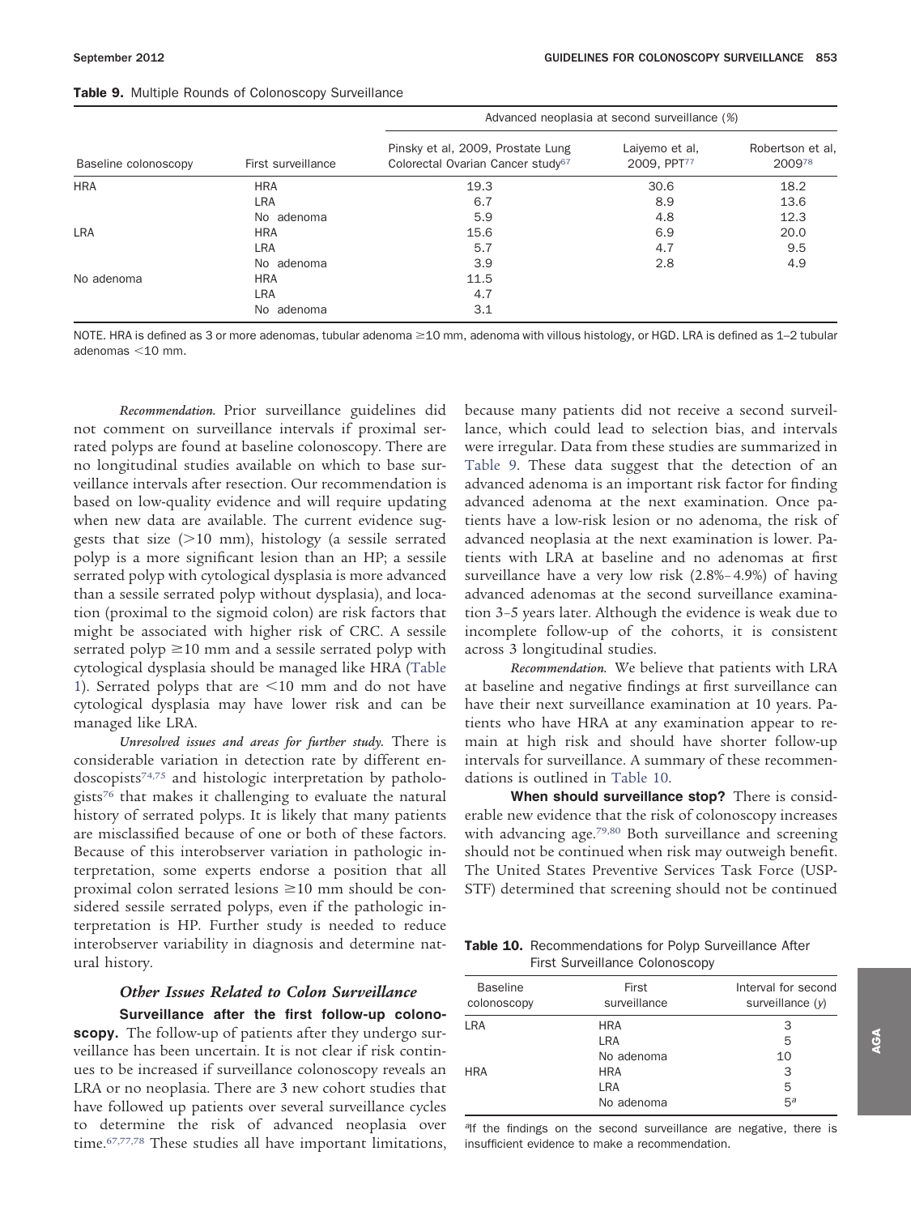**Table 9.** Multiple Rounds of Colonoscopy Surveillance

| Baseline colonoscopy | First surveillance | Advanced neoplasia at second surveillance (%) | | |
|---|---|---|---|---|
| | | Pinsky et al, 2009, Prostate Lung Colorectal Ovarian Cancer study[67] | Laiyemo et al, 2009, PPT[77] | Robertson et al, 2009[78] |
| HRA | HRA | 19.3 | 30.6 | 18.2 |
| | LRA | 6.7 | 8.9 | 13.6 |
| | No adenoma | 5.9 | 4.8 | 12.3 |
| LRA | HRA | 15.6 | 6.9 | 20.0 |
| | LRA | 5.7 | 4.7 | 9.5 |
| | No adenoma | 3.9 | 2.8 | 4.9 |
| No adenoma | HRA | 11.5 | | |
| | LRA | 4.7 | | |
| | No adenoma | 3.1 | | |

NOTE. HRA is defined as 3 or more adenomas, tubular adenoma ≥10 mm, adenoma with villous histology, or HGD. LRA is defined as 1–2 tubular adenomas <10 mm.

*Recommendation.* Prior surveillance guidelines did not comment on surveillance intervals if proximal serrated polyps are found at baseline colonoscopy. There are no longitudinal studies available on which to base surveillance intervals after resection. Our recommendation is based on low-quality evidence and will require updating when new data are available. The current evidence suggests that size (>10 mm), histology (a sessile serrated polyp is a more significant lesion than an HP; a sessile serrated polyp with cytological dysplasia is more advanced than a sessile serrated polyp without dysplasia), and location (proximal to the sigmoid colon) are risk factors that might be associated with higher risk of CRC. A sessile serrated polyp ≥10 mm and a sessile serrated polyp with cytological dysplasia should be managed like HRA (Table 1). Serrated polyps that are <10 mm and do not have cytological dysplasia may have lower risk and can be managed like LRA.

*Unresolved issues and areas for further study.* There is considerable variation in detection rate by different endoscopists[74,75] and histologic interpretation by pathologists[76] that makes it challenging to evaluate the natural history of serrated polyps. It is likely that many patients are misclassified because of one or both of these factors. Because of this interobserver variation in pathologic interpretation, some experts endorse a position that all proximal colon serrated lesions ≥10 mm should be considered sessile serrated polyps, even if the pathologic interpretation is HP. Further study is needed to reduce interobserver variability in diagnosis and determine natural history.

### *Other Issues Related to Colon Surveillance*

**Surveillance after the first follow-up colonoscopy.** The follow-up of patients after they undergo surveillance has been uncertain. It is not clear if risk continues to be increased if surveillance colonoscopy reveals an LRA or no neoplasia. There are 3 new cohort studies that have followed up patients over several surveillance cycles to determine the risk of advanced neoplasia over time.[67,77,78] These studies all have important limitations, because many patients did not receive a second surveillance, which could lead to selection bias, and intervals were irregular. Data from these studies are summarized in Table 9. These data suggest that the detection of an advanced adenoma is an important risk factor for finding advanced adenoma at the next examination. Once patients have a low-risk lesion or no adenoma, the risk of advanced neoplasia at the next examination is lower. Patients with LRA at baseline and no adenomas at first surveillance have a very low risk (2.8%–4.9%) of having advanced adenomas at the second surveillance examination 3–5 years later. Although the evidence is weak due to incomplete follow-up of the cohorts, it is consistent across 3 longitudinal studies.

*Recommendation.* We believe that patients with LRA at baseline and negative findings at first surveillance can have their next surveillance examination at 10 years. Patients who have HRA at any examination appear to remain at high risk and should have shorter follow-up intervals for surveillance. A summary of these recommendations is outlined in Table 10.

**When should surveillance stop?** There is considerable new evidence that the risk of colonoscopy increases with advancing age.[79,80] Both surveillance and screening should not be continued when risk may outweigh benefit. The United States Preventive Services Task Force (USPSTF) determined that screening should not be continued

**Table 10.** Recommendations for Polyp Surveillance After First Surveillance Colonoscopy

| Baseline colonoscopy | First surveillance | Interval for second surveillance (*y*) |
|---|---|---|
| LRA | HRA | 3 |
| | LRA | 5 |
| | No adenoma | 10 |
| HRA | HRA | 3 |
| | LRA | 5 |
| | No adenoma | 5[a] |

[a]If the findings on the second surveillance are negative, there is insufficient evidence to make a recommendation.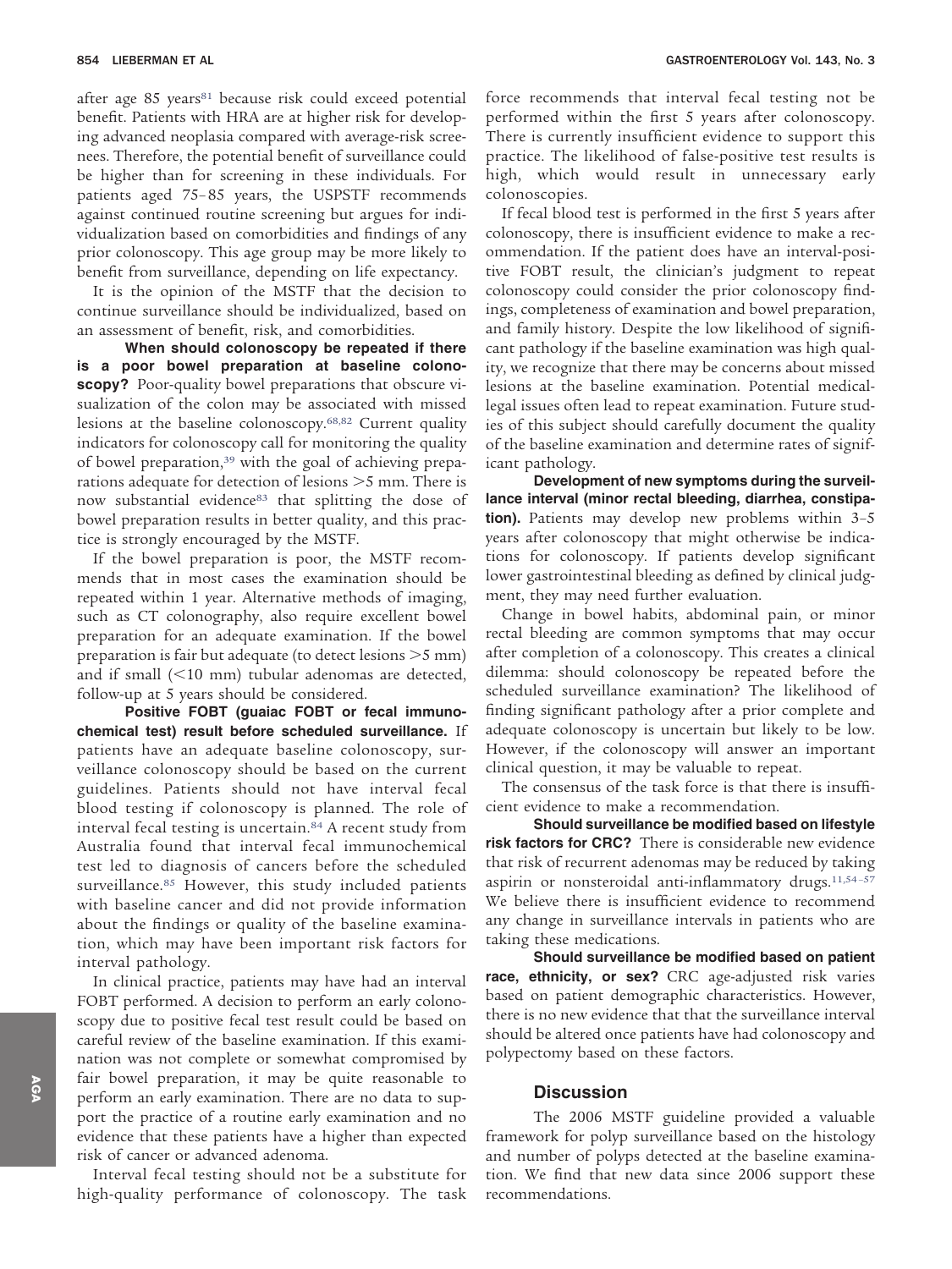after age 85 years[81] because risk could exceed potential benefit. Patients with HRA are at higher risk for developing advanced neoplasia compared with average-risk screenees. Therefore, the potential benefit of surveillance could be higher than for screening in these individuals. For patients aged 75–85 years, the USPSTF recommends against continued routine screening but argues for individualization based on comorbidities and findings of any prior colonoscopy. This age group may be more likely to benefit from surveillance, depending on life expectancy.

It is the opinion of the MSTF that the decision to continue surveillance should be individualized, based on an assessment of benefit, risk, and comorbidities.

**When should colonoscopy be repeated if there is a poor bowel preparation at baseline colonoscopy?** Poor-quality bowel preparations that obscure visualization of the colon may be associated with missed lesions at the baseline colonoscopy.[68,82] Current quality indicators for colonoscopy call for monitoring the quality of bowel preparation,[39] with the goal of achieving preparations adequate for detection of lesions >5 mm. There is now substantial evidence[83] that splitting the dose of bowel preparation results in better quality, and this practice is strongly encouraged by the MSTF.

If the bowel preparation is poor, the MSTF recommends that in most cases the examination should be repeated within 1 year. Alternative methods of imaging, such as CT colonography, also require excellent bowel preparation for an adequate examination. If the bowel preparation is fair but adequate (to detect lesions >5 mm) and if small (<10 mm) tubular adenomas are detected, follow-up at 5 years should be considered.

**Positive FOBT (guaiac FOBT or fecal immunochemical test) result before scheduled surveillance.** If patients have an adequate baseline colonoscopy, surveillance colonoscopy should be based on the current guidelines. Patients should not have interval fecal blood testing if colonoscopy is planned. The role of interval fecal testing is uncertain.[84] A recent study from Australia found that interval fecal immunochemical test led to diagnosis of cancers before the scheduled surveillance.[85] However, this study included patients with baseline cancer and did not provide information about the findings or quality of the baseline examination, which may have been important risk factors for interval pathology.

In clinical practice, patients may have had an interval FOBT performed. A decision to perform an early colonoscopy due to positive fecal test result could be based on careful review of the baseline examination. If this examination was not complete or somewhat compromised by fair bowel preparation, it may be quite reasonable to perform an early examination. There are no data to support the practice of a routine early examination and no evidence that these patients have a higher than expected risk of cancer or advanced adenoma.

Interval fecal testing should not be a substitute for high-quality performance of colonoscopy. The task force recommends that interval fecal testing not be performed within the first 5 years after colonoscopy. There is currently insufficient evidence to support this practice. The likelihood of false-positive test results is high, which would result in unnecessary early colonoscopies.

If fecal blood test is performed in the first 5 years after colonoscopy, there is insufficient evidence to make a recommendation. If the patient does have an interval-positive FOBT result, the clinician's judgment to repeat colonoscopy could consider the prior colonoscopy findings, completeness of examination and bowel preparation, and family history. Despite the low likelihood of significant pathology if the baseline examination was high quality, we recognize that there may be concerns about missed lesions at the baseline examination. Potential medical-legal issues often lead to repeat examination. Future studies of this subject should carefully document the quality of the baseline examination and determine rates of significant pathology.

**Development of new symptoms during the surveillance interval (minor rectal bleeding, diarrhea, constipation).** Patients may develop new problems within 3–5 years after colonoscopy that might otherwise be indications for colonoscopy. If patients develop significant lower gastrointestinal bleeding as defined by clinical judgment, they may need further evaluation.

Change in bowel habits, abdominal pain, or minor rectal bleeding are common symptoms that may occur after completion of a colonoscopy. This creates a clinical dilemma: should colonoscopy be repeated before the scheduled surveillance examination? The likelihood of finding significant pathology after a prior complete and adequate colonoscopy is uncertain but likely to be low. However, if the colonoscopy will answer an important clinical question, it may be valuable to repeat.

The consensus of the task force is that there is insufficient evidence to make a recommendation.

**Should surveillance be modified based on lifestyle risk factors for CRC?** There is considerable new evidence that risk of recurrent adenomas may be reduced by taking aspirin or nonsteroidal anti-inflammatory drugs.[11,54–57] We believe there is insufficient evidence to recommend any change in surveillance intervals in patients who are taking these medications.

**Should surveillance be modified based on patient race, ethnicity, or sex?** CRC age-adjusted risk varies based on patient demographic characteristics. However, there is no new evidence that that the surveillance interval should be altered once patients have had colonoscopy and polypectomy based on these factors.

## Discussion

The 2006 MSTF guideline provided a valuable framework for polyp surveillance based on the histology and number of polyps detected at the baseline examination. We find that new data since 2006 support these recommendations.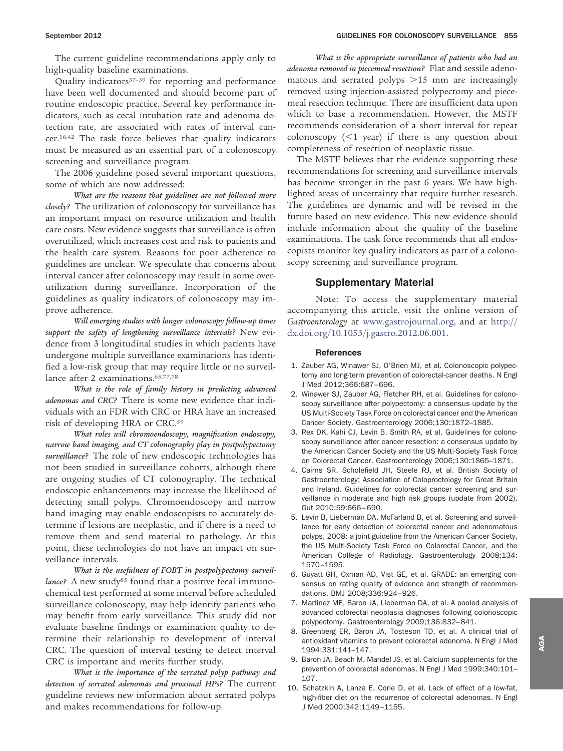The current guideline recommendations apply only to high-quality baseline examinations.

Quality indicators[37–39] for reporting and performance have been well documented and should become part of routine endoscopic practice. Several key performance indicators, such as cecal intubation rate and adenoma detection rate, are associated with rates of interval cancer.[16,42] The task force believes that quality indicators must be measured as an essential part of a colonoscopy screening and surveillance program.

The 2006 guideline posed several important questions, some of which are now addressed:

*What are the reasons that guidelines are not followed more closely?* The utilization of colonoscopy for surveillance has an important impact on resource utilization and health care costs. New evidence suggests that surveillance is often overutilized, which increases cost and risk to patients and the health care system. Reasons for poor adherence to guidelines are unclear. We speculate that concerns about interval cancer after colonoscopy may result in some overutilization during surveillance. Incorporation of the guidelines as quality indicators of colonoscopy may improve adherence.

*Will emerging studies with longer colonoscopy follow-up times support the safety of lengthening surveillance intervals?* New evidence from 3 longitudinal studies in which patients have undergone multiple surveillance examinations has identified a low-risk group that may require little or no surveillance after 2 examinations.[65,77,78]

*What is the role of family history in predicting advanced adenomas and CRC?* There is some new evidence that individuals with an FDR with CRC or HRA have an increased risk of developing HRA or CRC.[59]

*What roles will chromoendoscopy, magnification endoscopy, narrow band imaging, and CT colonography play in postpolypectomy surveillance?* The role of new endoscopic technologies has not been studied in surveillance cohorts, although there are ongoing studies of CT colonography. The technical endoscopic enhancements may increase the likelihood of detecting small polyps. Chromoendoscopy and narrow band imaging may enable endoscopists to accurately determine if lesions are neoplastic, and if there is a need to remove them and send material to pathology. At this point, these technologies do not have an impact on surveillance intervals.

*What is the usefulness of FOBT in postpolypectomy surveillance?* A new study[85] found that a positive fecal immunochemical test performed at some interval before scheduled surveillance colonoscopy, may help identify patients who may benefit from early surveillance. This study did not evaluate baseline findings or examination quality to determine their relationship to development of interval CRC. The question of interval testing to detect interval CRC is important and merits further study.

*What is the importance of the serrated polyp pathway and detection of serrated adenomas and proximal HPs?* The current guideline reviews new information about serrated polyps and makes recommendations for follow-up.

*What is the appropriate surveillance of patients who had an adenoma removed in piecemeal resection?* Flat and sessile adenomatous and serrated polyps >15 mm are increasingly removed using injection-assisted polypectomy and piecemeal resection technique. There are insufficient data upon which to base a recommendation. However, the MSTF recommends consideration of a short interval for repeat colonoscopy (<1 year) if there is any question about completeness of resection of neoplastic tissue.

The MSTF believes that the evidence supporting these recommendations for screening and surveillance intervals has become stronger in the past 6 years. We have highlighted areas of uncertainty that require further research. The guidelines are dynamic and will be revised in the future based on new evidence. This new evidence should include information about the quality of the baseline examinations. The task force recommends that all endoscopists monitor key quality indicators as part of a colonoscopy screening and surveillance program.

## Supplementary Material

Note: To access the supplementary material accompanying this article, visit the online version of *Gastroenterology* at www.gastrojournal.org, and at http://dx.doi.org/10.1053/j.gastro.2012.06.001.

### References

1. Zauber AG, Winawer SJ, O'Brien MJ, et al. Colonoscopic polypectomy and long-term prevention of colorectal-cancer deaths. N Engl J Med 2012;366:687–696.
2. Winawer SJ, Zauber AG, Fletcher RH, et al. Guidelines for colonoscopy surveillance after polypectomy: a consensus update by the US Multi-Society Task Force on colorectal cancer and the American Cancer Society. Gastroenterology 2006;130:1872–1885.
3. Rex DK, Kahi CJ, Levin B, Smith RA, et al. Guidelines for colonoscopy surveillance after cancer resection: a consensus update by the American Cancer Society and the US Multi-Society Task Force on Colorectal Cancer. Gastroenterology 2006;130:1865–1871.
4. Cairns SR, Scholefield JH, Steele RJ, et al. British Society of Gastroenterology; Association of Coloproctology for Great Britain and Ireland. Guidelines for colorectal cancer screening and surveillance in moderate and high risk groups (update from 2002). Gut 2010;59:666–690.
5. Levin B, Lieberman DA, McFarland B, et al. Screening and surveillance for early detection of colorectal cancer and adenomatous polyps, 2008: a joint guideline from the American Cancer Society, the US Multi-Society Task Force on Colorectal Cancer, and the American College of Radiology. Gastroenterology 2008;134:1570–1595.
6. Guyatt GH, Oxman AD, Vist GE, et al. GRADE: an emerging consensus on rating quality of evidence and strength of recommendations. BMJ 2008;336:924–926.
7. Martinez ME, Baron JA, Lieberman DA, et al. A pooled analysis of advanced colorectal neoplasia diagnoses following colonoscopic polypectomy. Gastroenterology 2009;136:832–841.
8. Greenberg ER, Baron JA, Tosteson TD, et al. A clinical trial of antioxidant vitamins to prevent colorectal adenoma. N Engl J Med 1994;331:141–147.
9. Baron JA, Beach M, Mandel JS, et al. Calcium supplements for the prevention of colorectal adenomas. N Engl J Med 1999;340:101–107.
10. Schatzkin A, Lanza E, Corle D, et al. Lack of effect of a low-fat, high-fiber diet on the recurrence of colorectal adenomas. N Engl J Med 2000;342:1149–1155.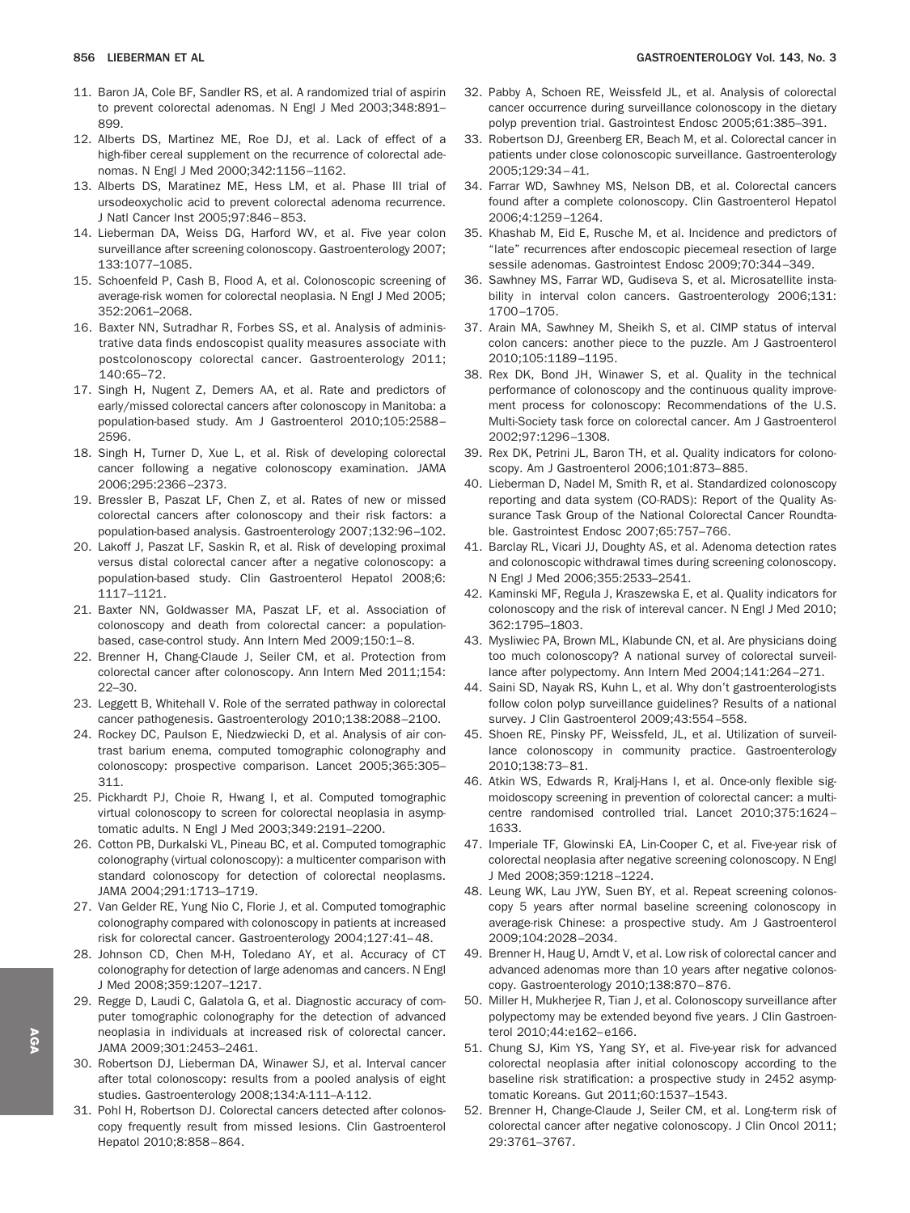11. Baron JA, Cole BF, Sandler RS, et al. A randomized trial of aspirin to prevent colorectal adenomas. N Engl J Med 2003;348:891–899.
12. Alberts DS, Martinez ME, Roe DJ, et al. Lack of effect of a high-fiber cereal supplement on the recurrence of colorectal adenomas. N Engl J Med 2000;342:1156–1162.
13. Alberts DS, Maratinez ME, Hess LM, et al. Phase III trial of ursodeoxycholic acid to prevent colorectal adenoma recurrence. J Natl Cancer Inst 2005;97:846–853.
14. Lieberman DA, Weiss DG, Harford WV, et al. Five year colon surveillance after screening colonoscopy. Gastroenterology 2007;133:1077–1085.
15. Schoenfeld P, Cash B, Flood A, et al. Colonoscopic screening of average-risk women for colorectal neoplasia. N Engl J Med 2005;352:2061–2068.
16. Baxter NN, Sutradhar R, Forbes SS, et al. Analysis of administrative data finds endoscopist quality measures associate with postcolonoscopy colorectal cancer. Gastroenterology 2011;140:65–72.
17. Singh H, Nugent Z, Demers AA, et al. Rate and predictors of early/missed colorectal cancers after colonoscopy in Manitoba: a population-based study. Am J Gastroenterol 2010;105:2588–2596.
18. Singh H, Turner D, Xue L, et al. Risk of developing colorectal cancer following a negative colonoscopy examination. JAMA 2006;295:2366–2373.
19. Bressler B, Paszat LF, Chen Z, et al. Rates of new or missed colorectal cancers after colonoscopy and their risk factors: a population-based analysis. Gastroenterology 2007;132:96–102.
20. Lakoff J, Paszat LF, Saskin R, et al. Risk of developing proximal versus distal colorectal cancer after a negative colonoscopy: a population-based study. Clin Gastroenterol Hepatol 2008;6:1117–1121.
21. Baxter NN, Goldwasser MA, Paszat LF, et al. Association of colonoscopy and death from colorectal cancer: a population-based, case-control study. Ann Intern Med 2009;150:1–8.
22. Brenner H, Chang-Claude J, Seiler CM, et al. Protection from colorectal cancer after colonoscopy. Ann Intern Med 2011;154:22–30.
23. Leggett B, Whitehall V. Role of the serrated pathway in colorectal cancer pathogenesis. Gastroenterology 2010;138:2088–2100.
24. Rockey DC, Paulson E, Niedzwiecki D, et al. Analysis of air contrast barium enema, computed tomographic colonography and colonoscopy: prospective comparison. Lancet 2005;365:305–311.
25. Pickhardt PJ, Choie R, Hwang I, et al. Computed tomographic virtual colonoscopy to screen for colorectal neoplasia in asymptomatic adults. N Engl J Med 2003;349:2191–2200.
26. Cotton PB, Durkalski VL, Pineau BC, et al. Computed tomographic colonography (virtual colonoscopy): a multicenter comparison with standard colonoscopy for detection of colorectal neoplasms. JAMA 2004;291:1713–1719.
27. Van Gelder RE, Yung Nio C, Florie J, et al. Computed tomographic colonography compared with colonoscopy in patients at increased risk for colorectal cancer. Gastroenterology 2004;127:41–48.
28. Johnson CD, Chen M-H, Toledano AY, et al. Accuracy of CT colonography for detection of large adenomas and cancers. N Engl J Med 2008;359:1207–1217.
29. Regge D, Laudi C, Galatola G, et al. Diagnostic accuracy of computer tomographic colonography for the detection of advanced neoplasia in individuals at increased risk of colorectal cancer. JAMA 2009;301:2453–2461.
30. Robertson DJ, Lieberman DA, Winawer SJ, et al. Interval cancer after total colonoscopy: results from a pooled analysis of eight studies. Gastroenterology 2008;134:A-111–A-112.
31. Pohl H, Robertson DJ. Colorectal cancers detected after colonoscopy frequently result from missed lesions. Clin Gastroenterol Hepatol 2010;8:858–864.
32. Pabby A, Schoen RE, Weissfeld JL, et al. Analysis of colorectal cancer occurrence during surveillance colonoscopy in the dietary polyp prevention trial. Gastrointest Endosc 2005;61:385–391.
33. Robertson DJ, Greenberg ER, Beach M, et al. Colorectal cancer in patients under close colonoscopic surveillance. Gastroenterology 2005;129:34–41.
34. Farrar WD, Sawhney MS, Nelson DB, et al. Colorectal cancers found after a complete colonoscopy. Clin Gastroenterol Hepatol 2006;4:1259–1264.
35. Khashab M, Eid E, Rusche M, et al. Incidence and predictors of "late" recurrences after endoscopic piecemeal resection of large sessile adenomas. Gastrointest Endosc 2009;70:344–349.
36. Sawhney MS, Farrar WD, Gudiseva S, et al. Microsatellite instability in interval colon cancers. Gastroenterology 2006;131:1700–1705.
37. Arain MA, Sawhney M, Sheikh S, et al. CIMP status of interval colon cancers: another piece to the puzzle. Am J Gastroenterol 2010;105:1189–1195.
38. Rex DK, Bond JH, Winawer S, et al. Quality in the technical performance of colonoscopy and the continuous quality improvement process for colonoscopy: Recommendations of the U.S. Multi-Society task force on colorectal cancer. Am J Gastroenterol 2002;97:1296–1308.
39. Rex DK, Petrini JL, Baron TH, et al. Quality indicators for colonoscopy. Am J Gastroenterol 2006;101:873–885.
40. Lieberman D, Nadel M, Smith R, et al. Standardized colonoscopy reporting and data system (CO-RADS): Report of the Quality Assurance Task Group of the National Colorectal Cancer Roundtable. Gastrointest Endosc 2007;65:757–766.
41. Barclay RL, Vicari JJ, Doughty AS, et al. Adenoma detection rates and colonoscopic withdrawal times during screening colonoscopy. N Engl J Med 2006;355:2533–2541.
42. Kaminski MF, Regula J, Kraszewska E, et al. Quality indicators for colonoscopy and the risk of intereval cancer. N Engl J Med 2010;362:1795–1803.
43. Mysliwiec PA, Brown ML, Klabunde CN, et al. Are physicians doing too much colonoscopy? A national survey of colorectal surveillance after polypectomy. Ann Intern Med 2004;141:264–271.
44. Saini SD, Nayak RS, Kuhn L, et al. Why don't gastroenterologists follow colon polyp surveillance guidelines? Results of a national survey. J Clin Gastroenterol 2009;43:554–558.
45. Shoen RE, Pinsky PF, Weissfeld, JL, et al. Utilization of surveillance colonoscopy in community practice. Gastroenterology 2010;138:73–81.
46. Atkin WS, Edwards R, Kralj-Hans I, et al. Once-only flexible sigmoidoscopy screening in prevention of colorectal cancer: a multicentre randomised controlled trial. Lancet 2010;375:1624–1633.
47. Imperiale TF, Glowinski EA, Lin-Cooper C, et al. Five-year risk of colorectal neoplasia after negative screening colonoscopy. N Engl J Med 2008;359:1218–1224.
48. Leung WK, Lau JYW, Suen BY, et al. Repeat screening colonoscopy 5 years after normal baseline screening colonoscopy in average-risk Chinese: a prospective study. Am J Gastroenterol 2009;104:2028–2034.
49. Brenner H, Haug U, Arndt V, et al. Low risk of colorectal cancer and advanced adenomas more than 10 years after negative colonoscopy. Gastroenterology 2010;138:870–876.
50. Miller H, Mukherjee R, Tian J, et al. Colonoscopy surveillance after polypectomy may be extended beyond five years. J Clin Gastroenterol 2010;44:e162–e166.
51. Chung SJ, Kim YS, Yang SY, et al. Five-year risk for advanced colorectal neoplasia after initial colonoscopy according to the baseline risk stratification: a prospective study in 2452 asymptomatic Koreans. Gut 2011;60:1537–1543.
52. Brenner H, Change-Claude J, Seiler CM, et al. Long-term risk of colorectal cancer after negative colonoscopy. J Clin Oncol 2011;29:3761–3767.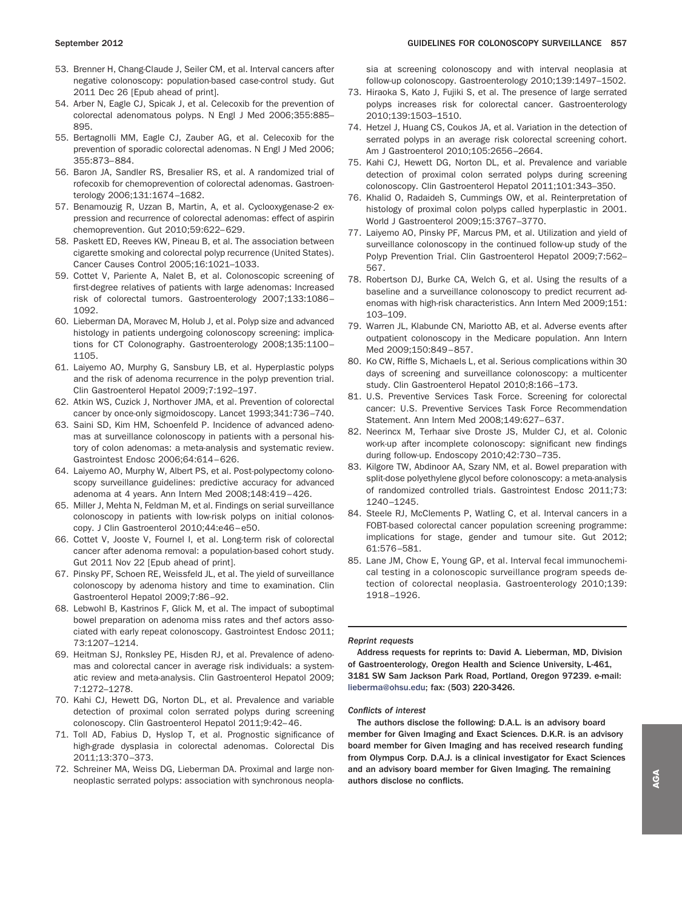53. Brenner H, Chang-Claude J, Seiler CM, et al. Interval cancers after negative colonoscopy: population-based case-control study. Gut 2011 Dec 26 [Epub ahead of print].
54. Arber N, Eagle CJ, Spicak J, et al. Celecoxib for the prevention of colorectal adenomatous polyps. N Engl J Med 2006;355:885–895.
55. Bertagnolli MM, Eagle CJ, Zauber AG, et al. Celecoxib for the prevention of sporadic colorectal adenomas. N Engl J Med 2006; 355:873–884.
56. Baron JA, Sandler RS, Bresalier RS, et al. A randomized trial of rofecoxib for chemoprevention of colorectal adenomas. Gastroenterology 2006;131:1674–1682.
57. Benamouzig R, Uzzan B, Martin, A, et al. Cyclooxygenase-2 expression and recurrence of colorectal adenomas: effect of aspirin chemoprevention. Gut 2010;59:622–629.
58. Paskett ED, Reeves KW, Pineau B, et al. The association between cigarette smoking and colorectal polyp recurrence (United States). Cancer Causes Control 2005;16:1021–1033.
59. Cottet V, Pariente A, Nalet B, et al. Colonoscopic screening of first-degree relatives of patients with large adenomas: Increased risk of colorectal tumors. Gastroenterology 2007;133:1086–1092.
60. Lieberman DA, Moravec M, Holub J, et al. Polyp size and advanced histology in patients undergoing colonoscopy screening: implications for CT Colonography. Gastroenterology 2008;135:1100–1105.
61. Laiyemo AO, Murphy G, Sansbury LB, et al. Hyperplastic polyps and the risk of adenoma recurrence in the polyp prevention trial. Clin Gastroenterol Hepatol 2009;7:192–197.
62. Atkin WS, Cuzick J, Northover JMA, et al. Prevention of colorectal cancer by once-only sigmoidoscopy. Lancet 1993;341:736–740.
63. Saini SD, Kim HM, Schoenfeld P. Incidence of advanced adenomas at surveillance colonoscopy in patients with a personal history of colon adenomas: a meta-analysis and systematic review. Gastrointest Endosc 2006;64:614–626.
64. Laiyemo AO, Murphy W, Albert PS, et al. Post-polypectomy colonoscopy surveillance guidelines: predictive accuracy for advanced adenoma at 4 years. Ann Intern Med 2008;148:419–426.
65. Miller J, Mehta N, Feldman M, et al. Findings on serial surveillance colonoscopy in patients with low-risk polyps on initial colonoscopy. J Clin Gastroenterol 2010;44:e46–e50.
66. Cottet V, Jooste V, Fournel I, et al. Long-term risk of colorectal cancer after adenoma removal: a population-based cohort study. Gut 2011 Nov 22 [Epub ahead of print].
67. Pinsky PF, Schoen RE, Weissfeld JL, et al. The yield of surveillance colonoscopy by adenoma history and time to examination. Clin Gastroenterol Hepatol 2009;7:86–92.
68. Lebwohl B, Kastrinos F, Glick M, et al. The impact of suboptimal bowel preparation on adenoma miss rates and thef actors associated with early repeat colonoscopy. Gastrointest Endosc 2011; 73:1207–1214.
69. Heitman SJ, Ronksley PE, Hisden RJ, et al. Prevalence of adenomas and colorectal cancer in average risk individuals: a systematic review and meta-analysis. Clin Gastroenterol Hepatol 2009; 7:1272–1278.
70. Kahi CJ, Hewett DG, Norton DL, et al. Prevalence and variable detection of proximal colon serrated polyps during screening colonoscopy. Clin Gastroenterol Hepatol 2011;9:42–46.
71. Toll AD, Fabius D, Hyslop T, et al. Prognostic significance of high-grade dysplasia in colorectal adenomas. Colorectal Dis 2011;13:370–373.
72. Schreiner MA, Weiss DG, Lieberman DA. Proximal and large nonneoplastic serrated polyps: association with synchronous neoplasia at screening colonoscopy and with interval neoplasia at follow-up colonoscopy. Gastroenterology 2010;139:1497–1502.
73. Hiraoka S, Kato J, Fujiki S, et al. The presence of large serrated polyps increases risk for colorectal cancer. Gastroenterology 2010;139:1503–1510.
74. Hetzel J, Huang CS, Coukos JA, et al. Variation in the detection of serrated polyps in an average risk colorectal screening cohort. Am J Gastroenterol 2010;105:2656–2664.
75. Kahi CJ, Hewett DG, Norton DL, et al. Prevalence and variable detection of proximal colon serrated polyps during screening colonoscopy. Clin Gastroenterol Hepatol 2011;101:343–350.
76. Khalid O, Radaideh S, Cummings OW, et al. Reinterpretation of histology of proximal colon polyps called hyperplastic in 2001. World J Gastroenterol 2009;15:3767–3770.
77. Laiyemo AO, Pinsky PF, Marcus PM, et al. Utilization and yield of surveillance colonoscopy in the continued follow-up study of the Polyp Prevention Trial. Clin Gastroenterol Hepatol 2009;7:562–567.
78. Robertson DJ, Burke CA, Welch G, et al. Using the results of a baseline and a surveillance colonoscopy to predict recurrent adenomas with high-risk characteristics. Ann Intern Med 2009;151: 103–109.
79. Warren JL, Klabunde CN, Mariotto AB, et al. Adverse events after outpatient colonoscopy in the Medicare population. Ann Intern Med 2009;150:849–857.
80. Ko CW, Riffle S, Michaels L, et al. Serious complications within 30 days of screening and surveillance colonoscopy: a multicenter study. Clin Gastroenterol Hepatol 2010;8:166–173.
81. U.S. Preventive Services Task Force. Screening for colorectal cancer: U.S. Preventive Services Task Force Recommendation Statement. Ann Intern Med 2008;149:627–637.
82. Neerincx M, Terhaar sive Droste JS, Mulder CJ, et al. Colonic work-up after incomplete colonoscopy: significant new findings during follow-up. Endoscopy 2010;42:730–735.
83. Kilgore TW, Abdinoor AA, Szary NM, et al. Bowel preparation with split-dose polyethylene glycol before colonoscopy: a meta-analysis of randomized controlled trials. Gastrointest Endosc 2011;73: 1240–1245.
84. Steele RJ, McClements P, Watling C, et al. Interval cancers in a FOBT-based colorectal cancer population screening programme: implications for stage, gender and tumour site. Gut 2012; 61:576–581.
85. Lane JM, Chow E, Young GP, et al. Interval fecal immunochemical testing in a colonoscopic surveillance program speeds detection of colorectal neoplasia. Gastroenterology 2010;139: 1918–1926.

*Reprint requests*

**Address requests for reprints to: David A. Lieberman, MD, Division of Gastroenterology, Oregon Health and Science University, L-461, 3181 SW Sam Jackson Park Road, Portland, Oregon 97239. e-mail: lieberma@ohsu.edu; fax: (503) 220-3426.**

*Conflicts of interest*

**The authors disclose the following: D.A.L. is an advisory board member for Given Imaging and Exact Sciences. D.K.R. is an advisory board member for Given Imaging and has received research funding from Olympus Corp. D.A.J. is a clinical investigator for Exact Sciences and an advisory board member for Given Imaging. The remaining authors disclose no conflicts.**